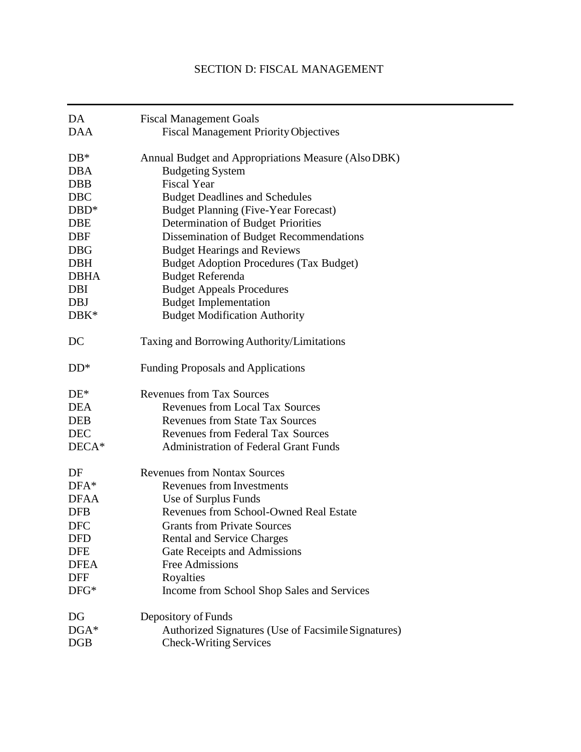# SECTION D: FISCAL MANAGEMENT

---

| | |
|---|---|
| DA | Fiscal Management Goals |
| DAA | Fiscal Management Priority Objectives |
| | |
| DB* | Annual Budget and Appropriations Measure (Also DBK) |
| DBA | Budgeting System |
| DBB | Fiscal Year |
| DBC | Budget Deadlines and Schedules |
| DBD* | Budget Planning (Five-Year Forecast) |
| DBE | Determination of Budget Priorities |
| DBF | Dissemination of Budget Recommendations |
| DBG | Budget Hearings and Reviews |
| DBH | Budget Adoption Procedures (Tax Budget) |
| DBHA | Budget Referenda |
| DBI | Budget Appeals Procedures |
| DBJ | Budget Implementation |
| DBK* | Budget Modification Authority |
| | |
| DC | Taxing and Borrowing Authority/Limitations |
| | |
| DD* | Funding Proposals and Applications |
| | |
| DE* | Revenues from Tax Sources |
| DEA | Revenues from Local Tax Sources |
| DEB | Revenues from State Tax Sources |
| DEC | Revenues from Federal Tax Sources |
| DECA* | Administration of Federal Grant Funds |
| | |
| DF | Revenues from Nontax Sources |
| DFA* | Revenues from Investments |
| DFAA | Use of Surplus Funds |
| DFB | Revenues from School-Owned Real Estate |
| DFC | Grants from Private Sources |
| DFD | Rental and Service Charges |
| DFE | Gate Receipts and Admissions |
| DFEA | Free Admissions |
| DFF | Royalties |
| DFG* | Income from School Shop Sales and Services |
| | |
| DG | Depository of Funds |
| DGA* | Authorized Signatures (Use of Facsimile Signatures) |
| DGB | Check-Writing Services |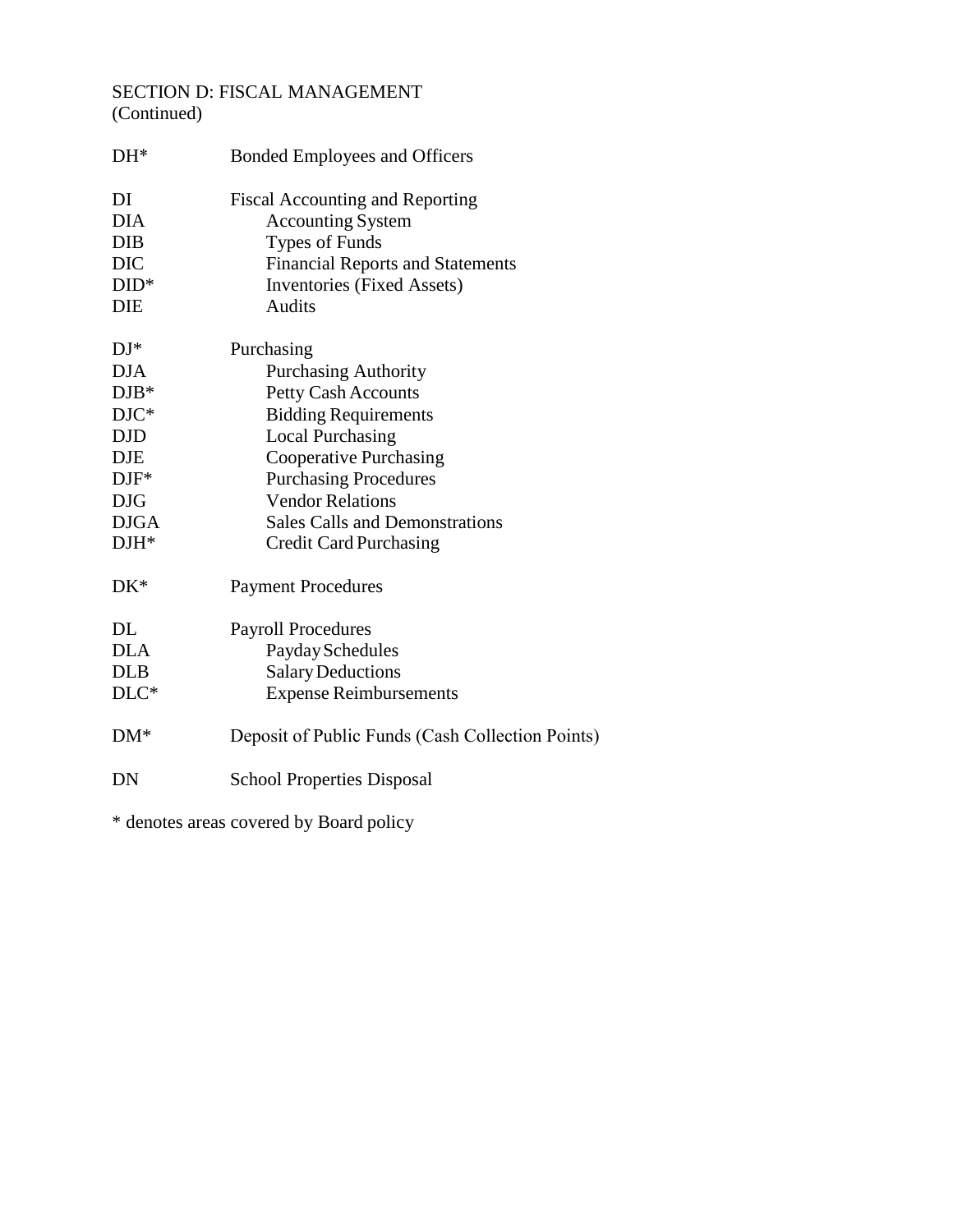SECTION D: FISCAL MANAGEMENT
(Continued)

| | |
|---|---|
| DH* | Bonded Employees and Officers |
| DI | Fiscal Accounting and Reporting |
| DIA | Accounting System |
| DIB | Types of Funds |
| DIC | Financial Reports and Statements |
| DID* | Inventories (Fixed Assets) |
| DIE | Audits |
| DJ* | Purchasing |
| DJA | Purchasing Authority |
| DJB* | Petty Cash Accounts |
| DJC* | Bidding Requirements |
| DJD | Local Purchasing |
| DJE | Cooperative Purchasing |
| DJF* | Purchasing Procedures |
| DJG | Vendor Relations |
| DJGA | Sales Calls and Demonstrations |
| DJH* | Credit Card Purchasing |
| DK* | Payment Procedures |
| DL | Payroll Procedures |
| DLA | Payday Schedules |
| DLB | Salary Deductions |
| DLC* | Expense Reimbursements |
| DM* | Deposit of Public Funds (Cash Collection Points) |
| DN | School Properties Disposal |

* denotes areas covered by Board policy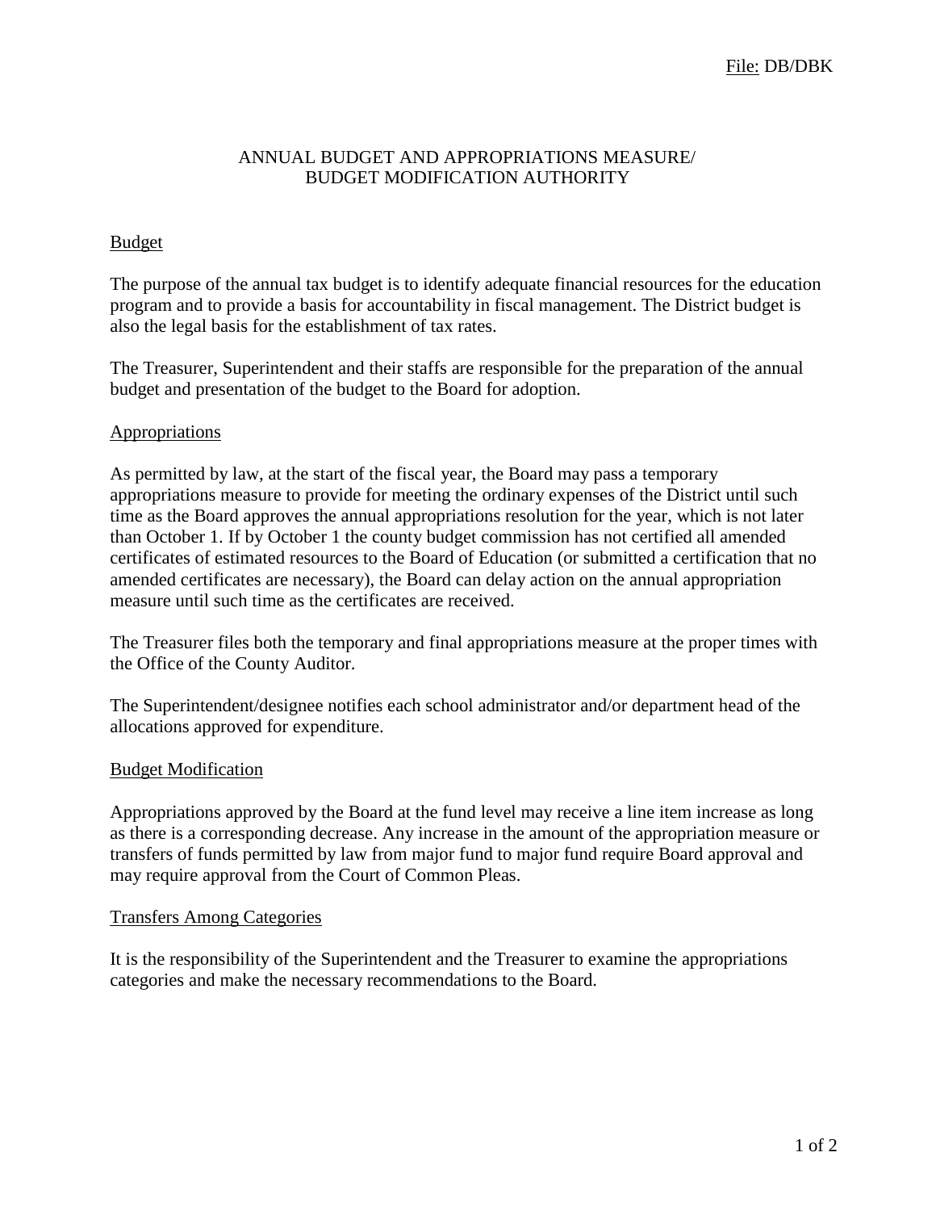File: DB/DBK

# ANNUAL BUDGET AND APPROPRIATIONS MEASURE/ BUDGET MODIFICATION AUTHORITY

## Budget

The purpose of the annual tax budget is to identify adequate financial resources for the education program and to provide a basis for accountability in fiscal management. The District budget is also the legal basis for the establishment of tax rates.

The Treasurer, Superintendent and their staffs are responsible for the preparation of the annual budget and presentation of the budget to the Board for adoption.

## Appropriations

As permitted by law, at the start of the fiscal year, the Board may pass a temporary appropriations measure to provide for meeting the ordinary expenses of the District until such time as the Board approves the annual appropriations resolution for the year, which is not later than October 1. If by October 1 the county budget commission has not certified all amended certificates of estimated resources to the Board of Education (or submitted a certification that no amended certificates are necessary), the Board can delay action on the annual appropriation measure until such time as the certificates are received.

The Treasurer files both the temporary and final appropriations measure at the proper times with the Office of the County Auditor.

The Superintendent/designee notifies each school administrator and/or department head of the allocations approved for expenditure.

## Budget Modification

Appropriations approved by the Board at the fund level may receive a line item increase as long as there is a corresponding decrease. Any increase in the amount of the appropriation measure or transfers of funds permitted by law from major fund to major fund require Board approval and may require approval from the Court of Common Pleas.

## Transfers Among Categories

It is the responsibility of the Superintendent and the Treasurer to examine the appropriations categories and make the necessary recommendations to the Board.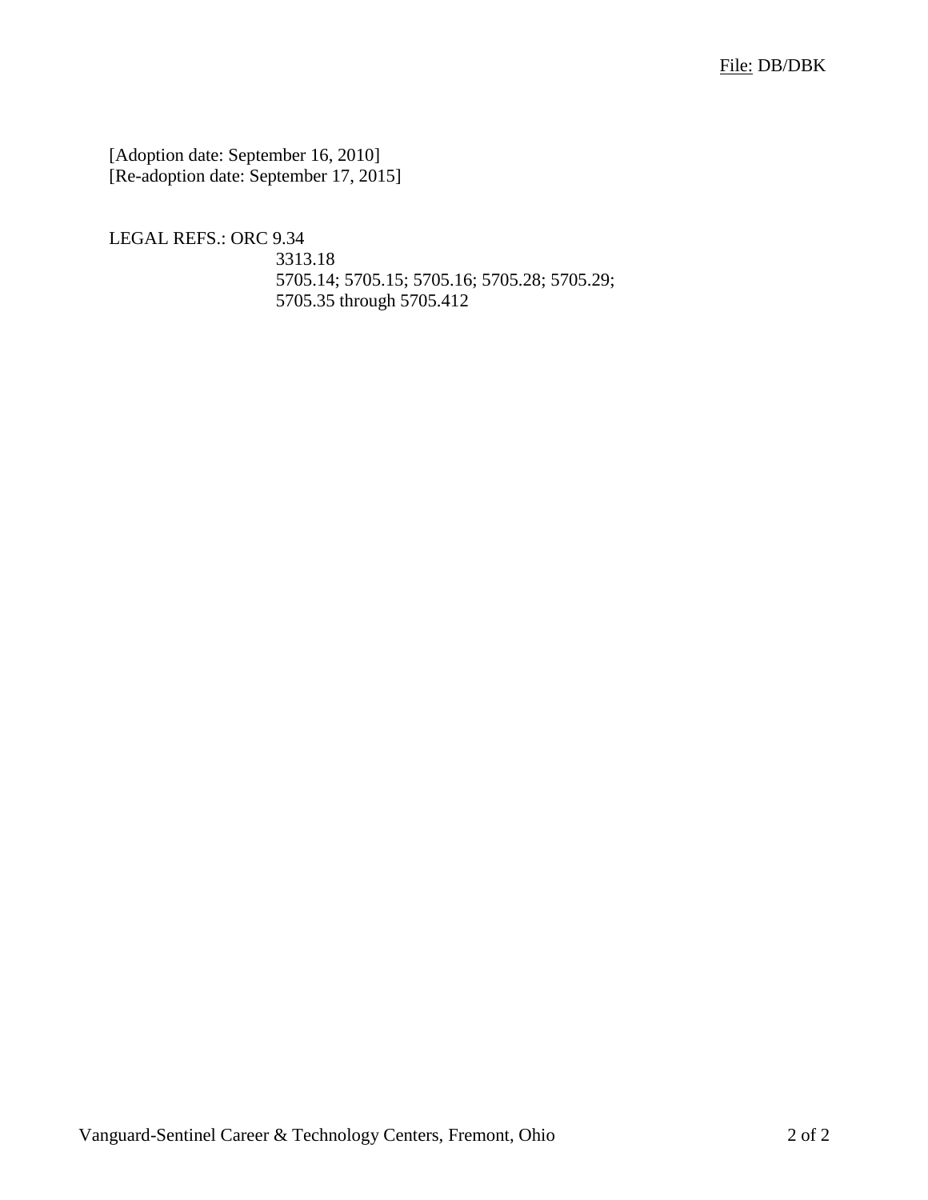[Adoption date: September 16, 2010]
[Re-adoption date: September 17, 2015]

LEGAL REFS.: ORC 9.34
3313.18
5705.14; 5705.15; 5705.16; 5705.28; 5705.29;
5705.35 through 5705.412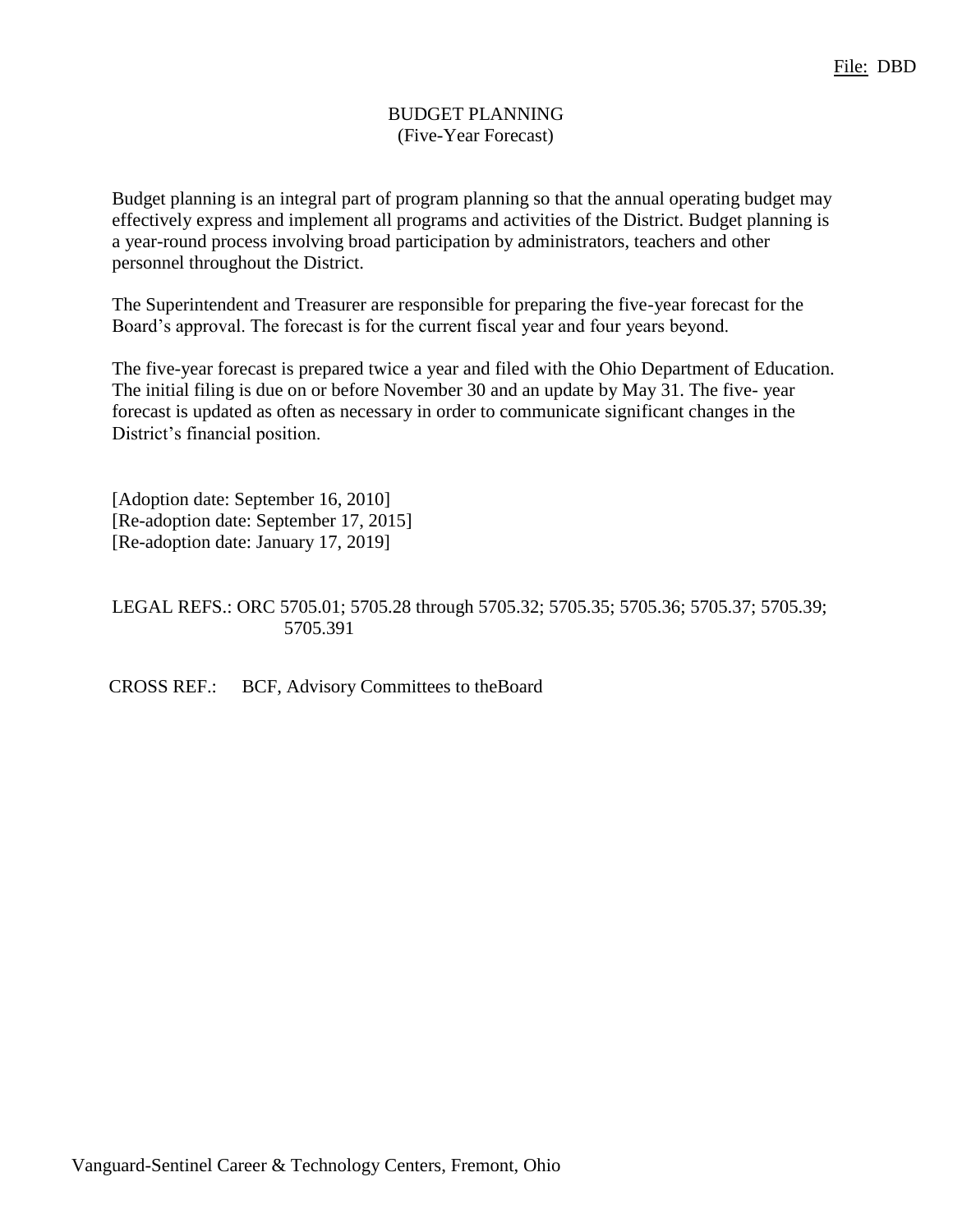File: DBD

# BUDGET PLANNING
## (Five-Year Forecast)

Budget planning is an integral part of program planning so that the annual operating budget may effectively express and implement all programs and activities of the District. Budget planning is a year-round process involving broad participation by administrators, teachers and other personnel throughout the District.

The Superintendent and Treasurer are responsible for preparing the five-year forecast for the Board's approval. The forecast is for the current fiscal year and four years beyond.

The five-year forecast is prepared twice a year and filed with the Ohio Department of Education. The initial filing is due on or before November 30 and an update by May 31. The five- year forecast is updated as often as necessary in order to communicate significant changes in the District's financial position.

[Adoption date: September 16, 2010]
[Re-adoption date: September 17, 2015]
[Re-adoption date: January 17, 2019]

LEGAL REFS.: ORC 5705.01; 5705.28 through 5705.32; 5705.35; 5705.36; 5705.37; 5705.39; 5705.391

CROSS REF.: BCF, Advisory Committees to theBoard

Vanguard-Sentinel Career & Technology Centers, Fremont, Ohio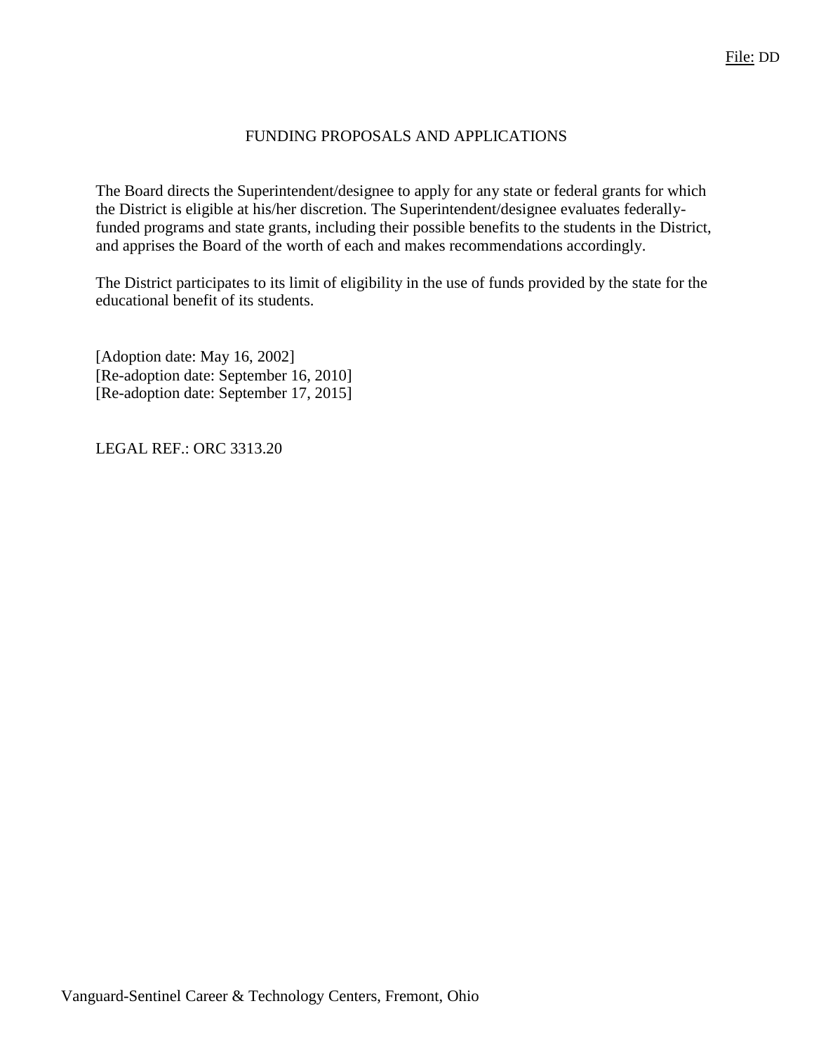File: DD

# FUNDING PROPOSALS AND APPLICATIONS

The Board directs the Superintendent/designee to apply for any state or federal grants for which the District is eligible at his/her discretion. The Superintendent/designee evaluates federally-funded programs and state grants, including their possible benefits to the students in the District, and apprises the Board of the worth of each and makes recommendations accordingly.

The District participates to its limit of eligibility in the use of funds provided by the state for the educational benefit of its students.

[Adoption date: May 16, 2002]
[Re-adoption date: September 16, 2010]
[Re-adoption date: September 17, 2015]

LEGAL REF.: ORC 3313.20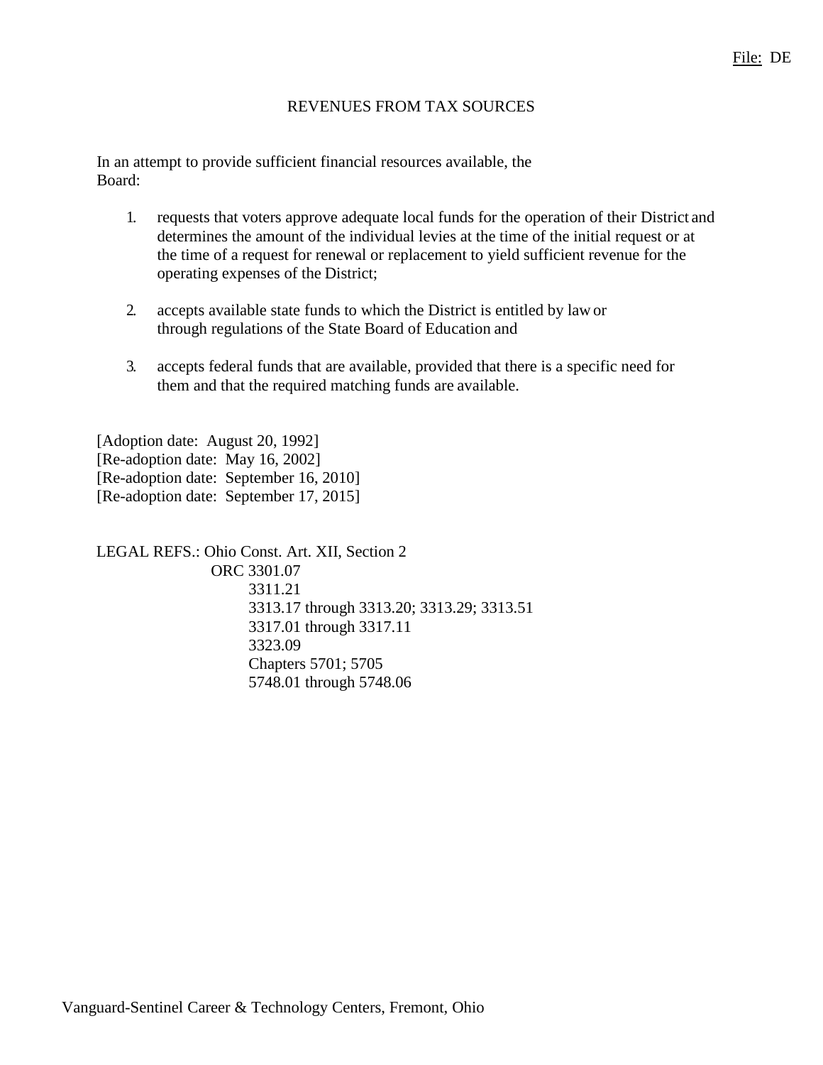File: DE

# REVENUES FROM TAX SOURCES

In an attempt to provide sufficient financial resources available, the Board:

1. requests that voters approve adequate local funds for the operation of their District and determines the amount of the individual levies at the time of the initial request or at the time of a request for renewal or replacement to yield sufficient revenue for the operating expenses of the District;

2. accepts available state funds to which the District is entitled by law or through regulations of the State Board of Education and

3. accepts federal funds that are available, provided that there is a specific need for them and that the required matching funds are available.

[Adoption date: August 20, 1992]
[Re-adoption date: May 16, 2002]
[Re-adoption date: September 16, 2010]
[Re-adoption date: September 17, 2015]

LEGAL REFS.: Ohio Const. Art. XII, Section 2
ORC 3301.07
3311.21
3313.17 through 3313.20; 3313.29; 3313.51
3317.01 through 3317.11
3323.09
Chapters 5701; 5705
5748.01 through 5748.06

Vanguard-Sentinel Career & Technology Centers, Fremont, Ohio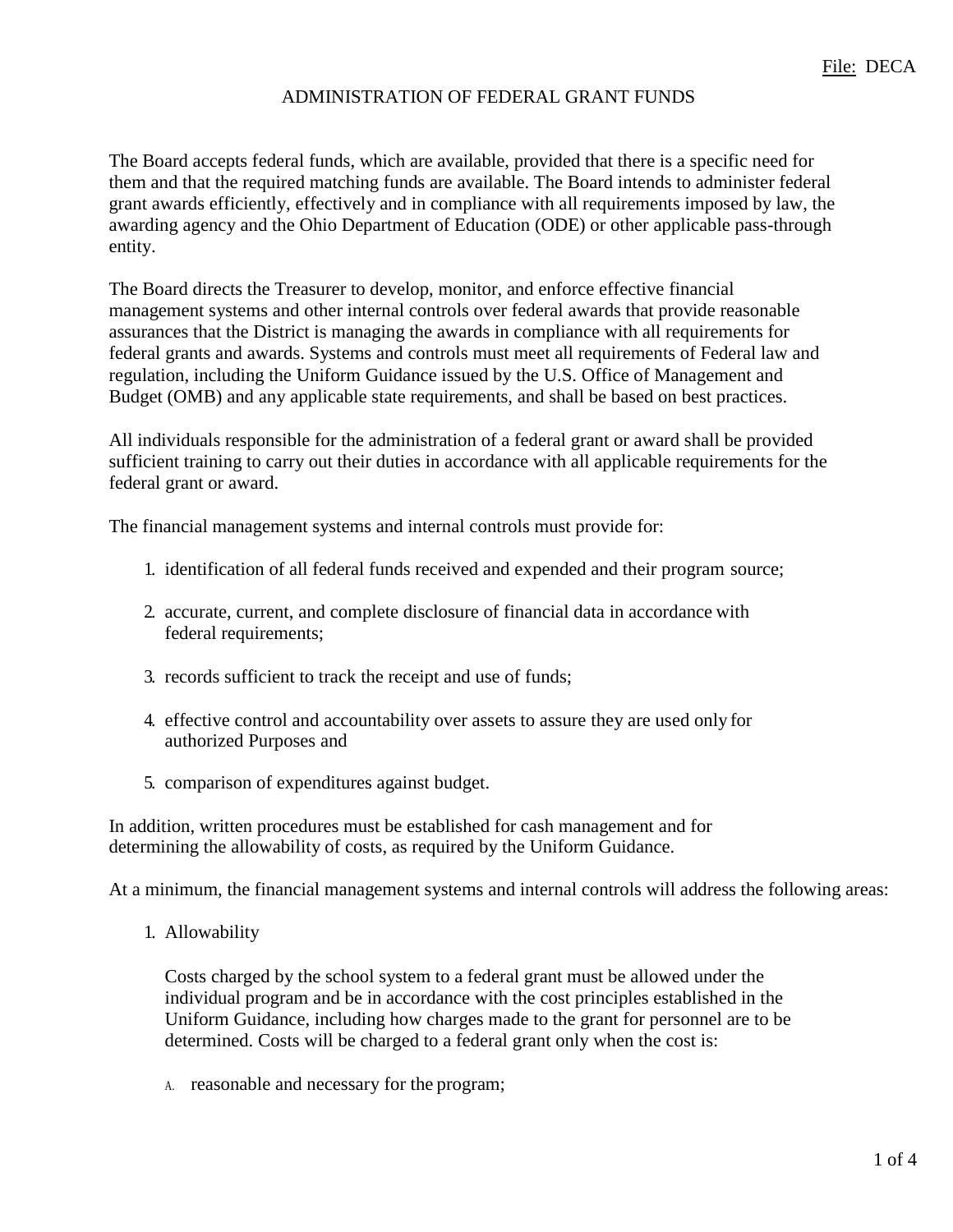File: DECA

# ADMINISTRATION OF FEDERAL GRANT FUNDS

The Board accepts federal funds, which are available, provided that there is a specific need for them and that the required matching funds are available. The Board intends to administer federal grant awards efficiently, effectively and in compliance with all requirements imposed by law, the awarding agency and the Ohio Department of Education (ODE) or other applicable pass-through entity.

The Board directs the Treasurer to develop, monitor, and enforce effective financial management systems and other internal controls over federal awards that provide reasonable assurances that the District is managing the awards in compliance with all requirements for federal grants and awards. Systems and controls must meet all requirements of Federal law and regulation, including the Uniform Guidance issued by the U.S. Office of Management and Budget (OMB) and any applicable state requirements, and shall be based on best practices.

All individuals responsible for the administration of a federal grant or award shall be provided sufficient training to carry out their duties in accordance with all applicable requirements for the federal grant or award.

The financial management systems and internal controls must provide for:

1. identification of all federal funds received and expended and their program source;
2. accurate, current, and complete disclosure of financial data in accordance with federal requirements;
3. records sufficient to track the receipt and use of funds;
4. effective control and accountability over assets to assure they are used only for authorized Purposes and
5. comparison of expenditures against budget.

In addition, written procedures must be established for cash management and for determining the allowability of costs, as required by the Uniform Guidance.

At a minimum, the financial management systems and internal controls will address the following areas:

1. Allowability

   Costs charged by the school system to a federal grant must be allowed under the individual program and be in accordance with the cost principles established in the Uniform Guidance, including how charges made to the grant for personnel are to be determined. Costs will be charged to a federal grant only when the cost is:

   A. reasonable and necessary for the program;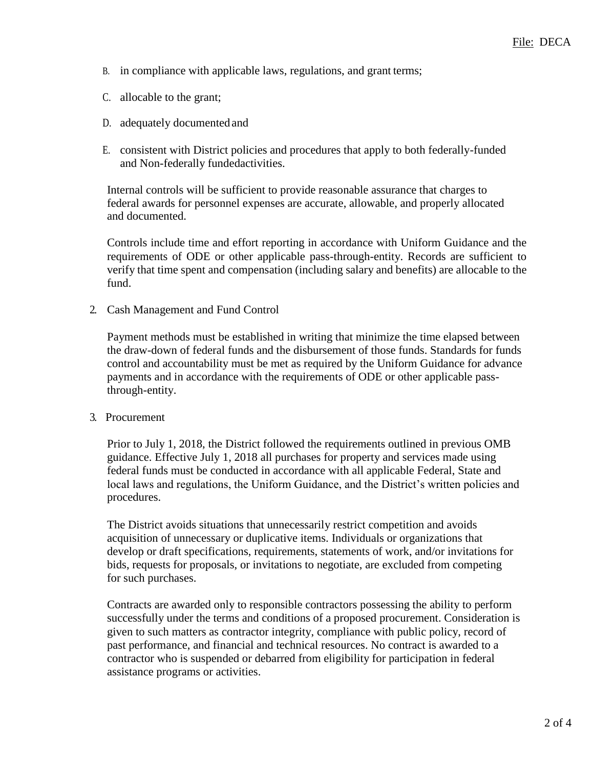B. in compliance with applicable laws, regulations, and grant terms;

C. allocable to the grant;

D. adequately documented and

E. consistent with District policies and procedures that apply to both federally-funded and Non-federally fundedactivities.

Internal controls will be sufficient to provide reasonable assurance that charges to federal awards for personnel expenses are accurate, allowable, and properly allocated and documented.

Controls include time and effort reporting in accordance with Uniform Guidance and the requirements of ODE or other applicable pass-through-entity. Records are sufficient to verify that time spent and compensation (including salary and benefits) are allocable to the fund.

2. Cash Management and Fund Control

Payment methods must be established in writing that minimize the time elapsed between the draw-down of federal funds and the disbursement of those funds. Standards for funds control and accountability must be met as required by the Uniform Guidance for advance payments and in accordance with the requirements of ODE or other applicable pass-through-entity.

3. Procurement

Prior to July 1, 2018, the District followed the requirements outlined in previous OMB guidance. Effective July 1, 2018 all purchases for property and services made using federal funds must be conducted in accordance with all applicable Federal, State and local laws and regulations, the Uniform Guidance, and the District's written policies and procedures.

The District avoids situations that unnecessarily restrict competition and avoids acquisition of unnecessary or duplicative items. Individuals or organizations that develop or draft specifications, requirements, statements of work, and/or invitations for bids, requests for proposals, or invitations to negotiate, are excluded from competing for such purchases.

Contracts are awarded only to responsible contractors possessing the ability to perform successfully under the terms and conditions of a proposed procurement. Consideration is given to such matters as contractor integrity, compliance with public policy, record of past performance, and financial and technical resources. No contract is awarded to a contractor who is suspended or debarred from eligibility for participation in federal assistance programs or activities.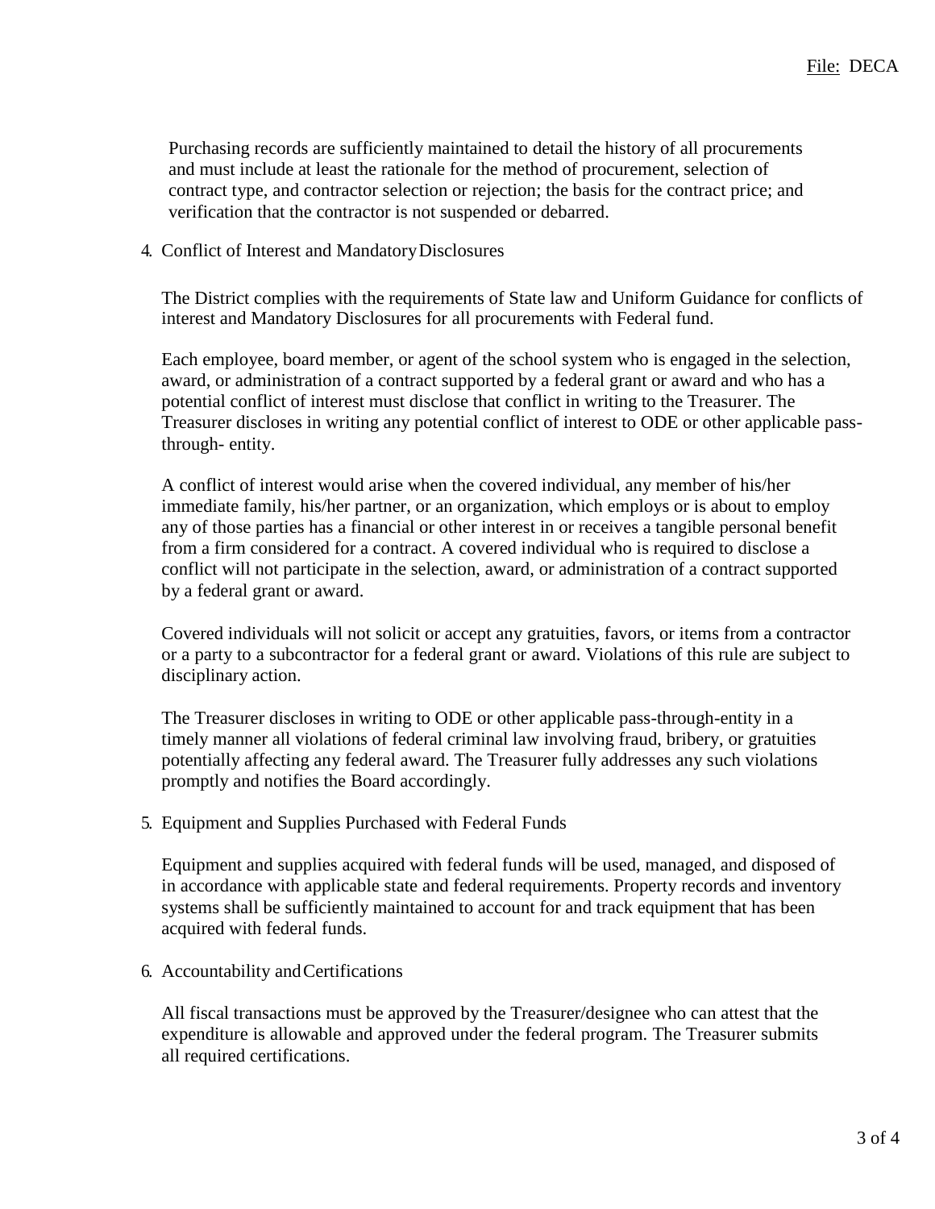Purchasing records are sufficiently maintained to detail the history of all procurements and must include at least the rationale for the method of procurement, selection of contract type, and contractor selection or rejection; the basis for the contract price; and verification that the contractor is not suspended or debarred.

4. Conflict of Interest and Mandatory Disclosures

The District complies with the requirements of State law and Uniform Guidance for conflicts of interest and Mandatory Disclosures for all procurements with Federal fund.

Each employee, board member, or agent of the school system who is engaged in the selection, award, or administration of a contract supported by a federal grant or award and who has a potential conflict of interest must disclose that conflict in writing to the Treasurer. The Treasurer discloses in writing any potential conflict of interest to ODE or other applicable pass-through- entity.

A conflict of interest would arise when the covered individual, any member of his/her immediate family, his/her partner, or an organization, which employs or is about to employ any of those parties has a financial or other interest in or receives a tangible personal benefit from a firm considered for a contract. A covered individual who is required to disclose a conflict will not participate in the selection, award, or administration of a contract supported by a federal grant or award.

Covered individuals will not solicit or accept any gratuities, favors, or items from a contractor or a party to a subcontractor for a federal grant or award. Violations of this rule are subject to disciplinary action.

The Treasurer discloses in writing to ODE or other applicable pass-through-entity in a timely manner all violations of federal criminal law involving fraud, bribery, or gratuities potentially affecting any federal award. The Treasurer fully addresses any such violations promptly and notifies the Board accordingly.

5. Equipment and Supplies Purchased with Federal Funds

Equipment and supplies acquired with federal funds will be used, managed, and disposed of in accordance with applicable state and federal requirements. Property records and inventory systems shall be sufficiently maintained to account for and track equipment that has been acquired with federal funds.

6. Accountability and Certifications

All fiscal transactions must be approved by the Treasurer/designee who can attest that the expenditure is allowable and approved under the federal program. The Treasurer submits all required certifications.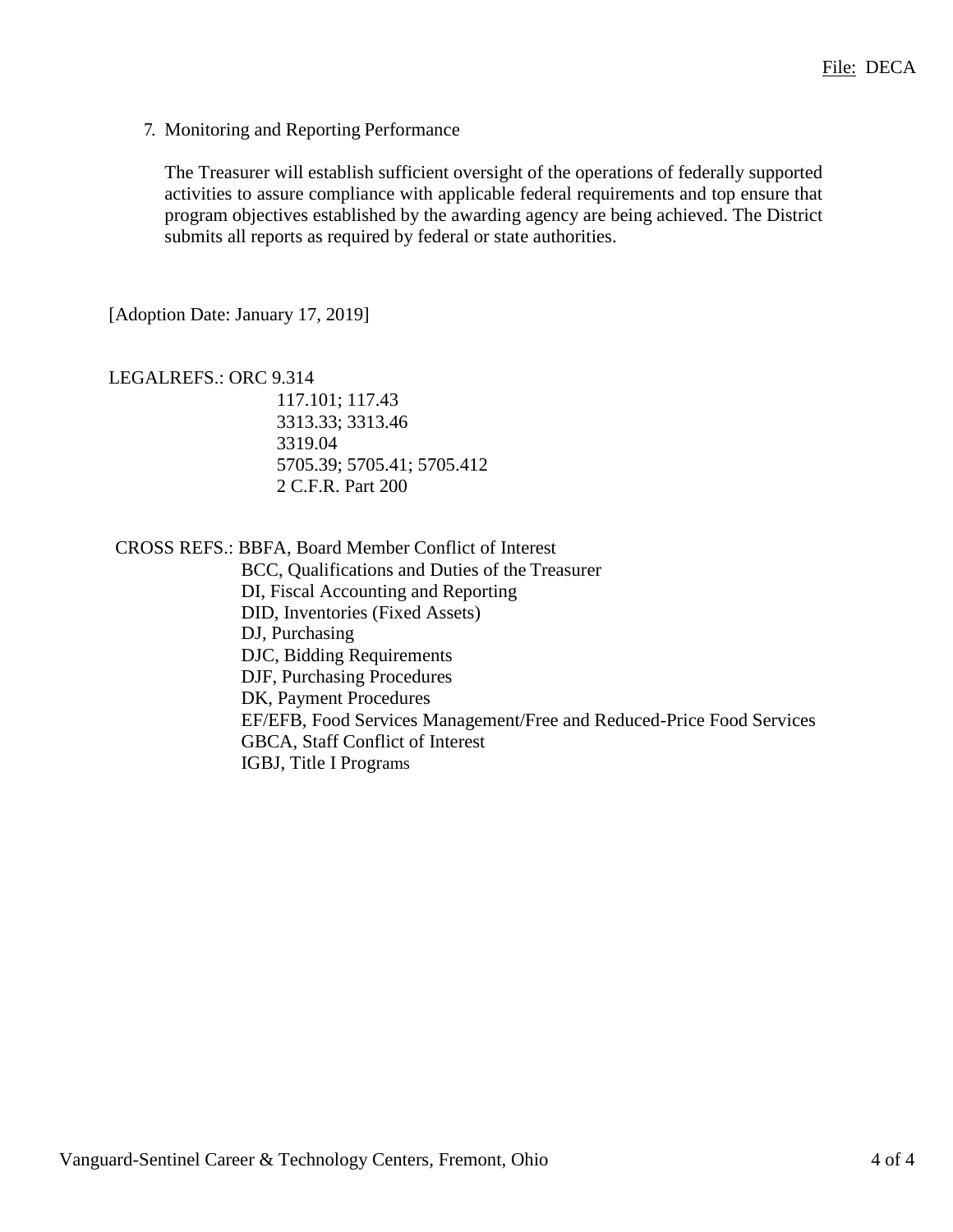7. Monitoring and Reporting Performance

   The Treasurer will establish sufficient oversight of the operations of federally supported activities to assure compliance with applicable federal requirements and top ensure that program objectives established by the awarding agency are being achieved. The District submits all reports as required by federal or state authorities.

[Adoption Date: January 17, 2019]

LEGALREFS.: ORC 9.314
117.101; 117.43
3313.33; 3313.46
3319.04
5705.39; 5705.41; 5705.412
2 C.F.R. Part 200

CROSS REFS.: BBFA, Board Member Conflict of Interest
BCC, Qualifications and Duties of the Treasurer
DI, Fiscal Accounting and Reporting
DID, Inventories (Fixed Assets)
DJ, Purchasing
DJC, Bidding Requirements
DJF, Purchasing Procedures
DK, Payment Procedures
EF/EFB, Food Services Management/Free and Reduced-Price Food Services
GBCA, Staff Conflict of Interest
IGBJ, Title I Programs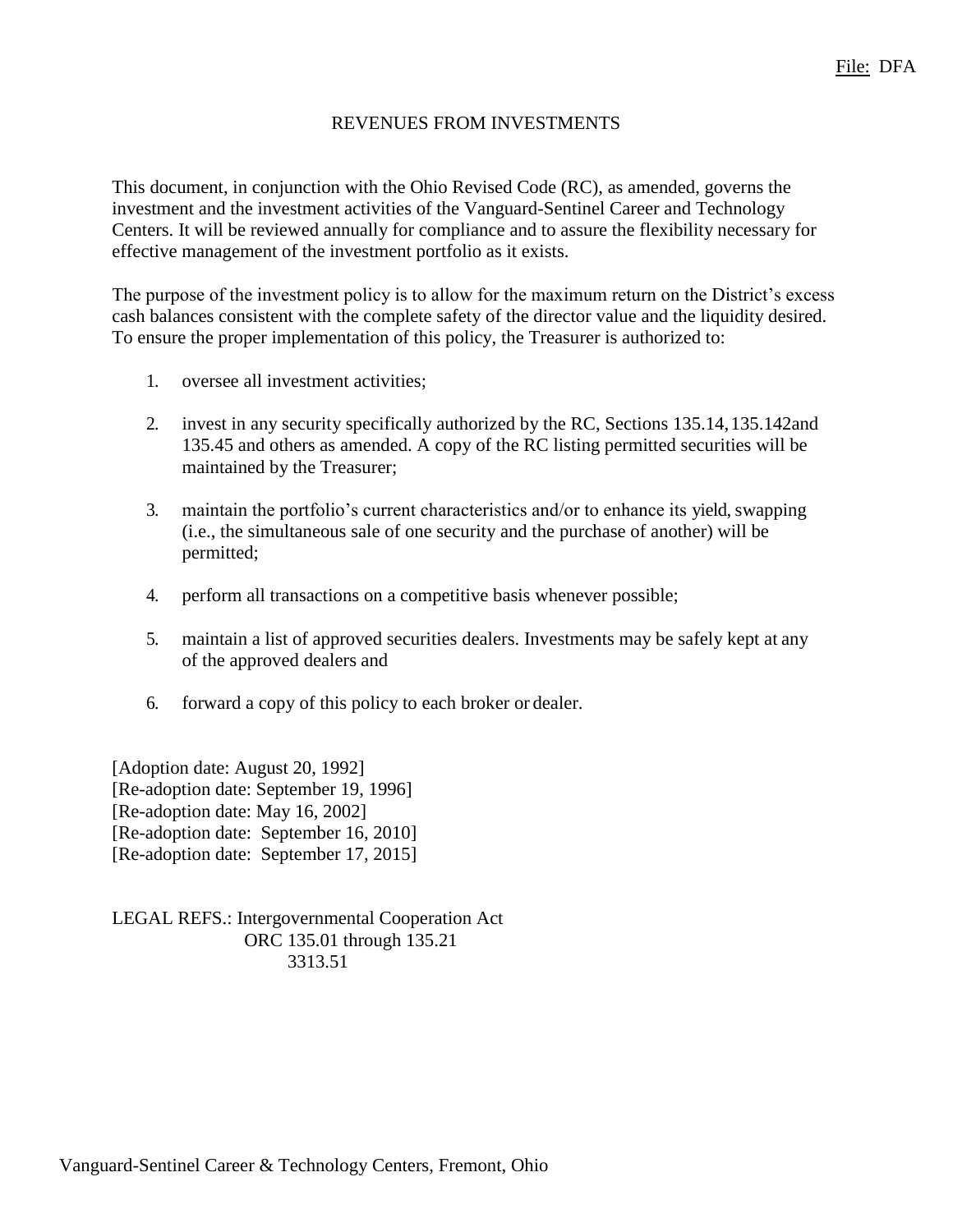File: DFA

# REVENUES FROM INVESTMENTS

This document, in conjunction with the Ohio Revised Code (RC), as amended, governs the investment and the investment activities of the Vanguard-Sentinel Career and Technology Centers. It will be reviewed annually for compliance and to assure the flexibility necessary for effective management of the investment portfolio as it exists.

The purpose of the investment policy is to allow for the maximum return on the District's excess cash balances consistent with the complete safety of the director value and the liquidity desired. To ensure the proper implementation of this policy, the Treasurer is authorized to:

1. oversee all investment activities;

2. invest in any security specifically authorized by the RC, Sections 135.14, 135.142and 135.45 and others as amended. A copy of the RC listing permitted securities will be maintained by the Treasurer;

3. maintain the portfolio's current characteristics and/or to enhance its yield, swapping (i.e., the simultaneous sale of one security and the purchase of another) will be permitted;

4. perform all transactions on a competitive basis whenever possible;

5. maintain a list of approved securities dealers. Investments may be safely kept at any of the approved dealers and

6. forward a copy of this policy to each broker or dealer.

[Adoption date: August 20, 1992]
[Re-adoption date: September 19, 1996]
[Re-adoption date: May 16, 2002]
[Re-adoption date: September 16, 2010]
[Re-adoption date: September 17, 2015]

LEGAL REFS.: Intergovernmental Cooperation Act
ORC 135.01 through 135.21
3313.51

Vanguard-Sentinel Career & Technology Centers, Fremont, Ohio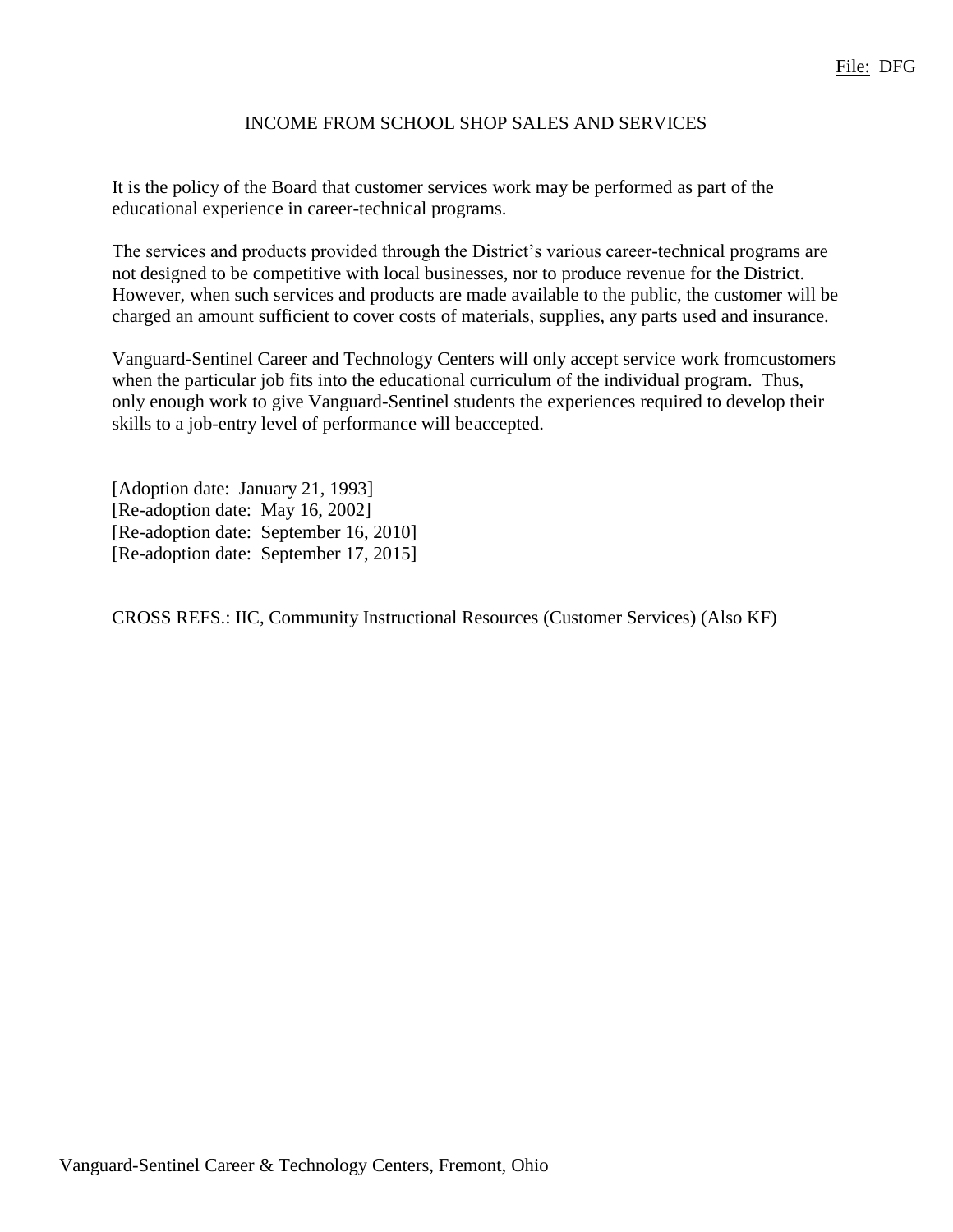File: DFG

# INCOME FROM SCHOOL SHOP SALES AND SERVICES

It is the policy of the Board that customer services work may be performed as part of the educational experience in career-technical programs.

The services and products provided through the District's various career-technical programs are not designed to be competitive with local businesses, nor to produce revenue for the District. However, when such services and products are made available to the public, the customer will be charged an amount sufficient to cover costs of materials, supplies, any parts used and insurance.

Vanguard-Sentinel Career and Technology Centers will only accept service work fromcustomers when the particular job fits into the educational curriculum of the individual program. Thus, only enough work to give Vanguard-Sentinel students the experiences required to develop their skills to a job-entry level of performance will beaccepted.

[Adoption date: January 21, 1993]
[Re-adoption date: May 16, 2002]
[Re-adoption date: September 16, 2010]
[Re-adoption date: September 17, 2015]

CROSS REFS.: IIC, Community Instructional Resources (Customer Services) (Also KF)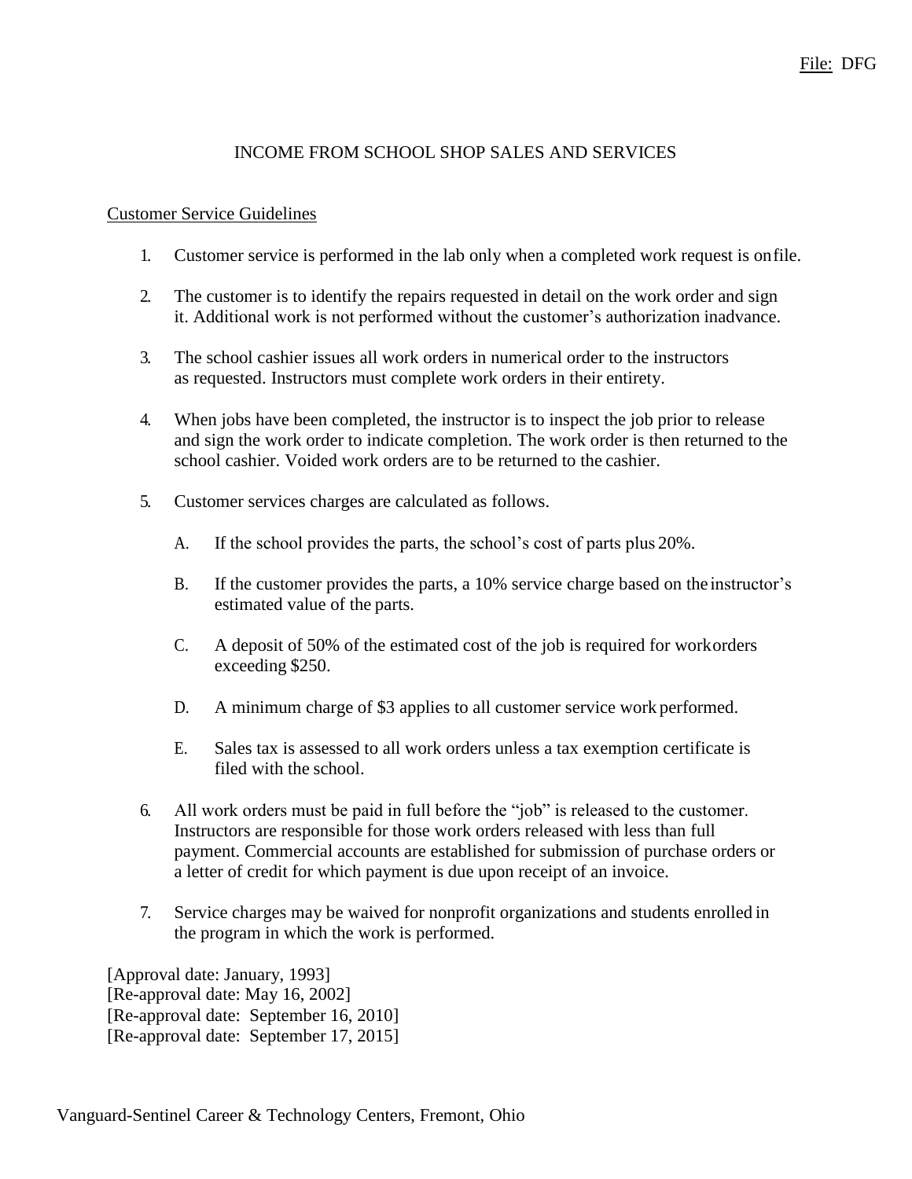File: DFG

# INCOME FROM SCHOOL SHOP SALES AND SERVICES

## Customer Service Guidelines

1. Customer service is performed in the lab only when a completed work request is on file.

2. The customer is to identify the repairs requested in detail on the work order and sign it. Additional work is not performed without the customer's authorization in advance.

3. The school cashier issues all work orders in numerical order to the instructors as requested. Instructors must complete work orders in their entirety.

4. When jobs have been completed, the instructor is to inspect the job prior to release and sign the work order to indicate completion. The work order is then returned to the school cashier. Voided work orders are to be returned to the cashier.

5. Customer services charges are calculated as follows.

   A. If the school provides the parts, the school's cost of parts plus 20%.

   B. If the customer provides the parts, a 10% service charge based on the instructor's estimated value of the parts.

   C. A deposit of 50% of the estimated cost of the job is required for work orders exceeding $250.

   D. A minimum charge of $3 applies to all customer service work performed.

   E. Sales tax is assessed to all work orders unless a tax exemption certificate is filed with the school.

6. All work orders must be paid in full before the "job" is released to the customer. Instructors are responsible for those work orders released with less than full payment. Commercial accounts are established for submission of purchase orders or a letter of credit for which payment is due upon receipt of an invoice.

7. Service charges may be waived for nonprofit organizations and students enrolled in the program in which the work is performed.

[Approval date: January, 1993]
[Re-approval date: May 16, 2002]
[Re-approval date: September 16, 2010]
[Re-approval date: September 17, 2015]

Vanguard-Sentinel Career & Technology Centers, Fremont, Ohio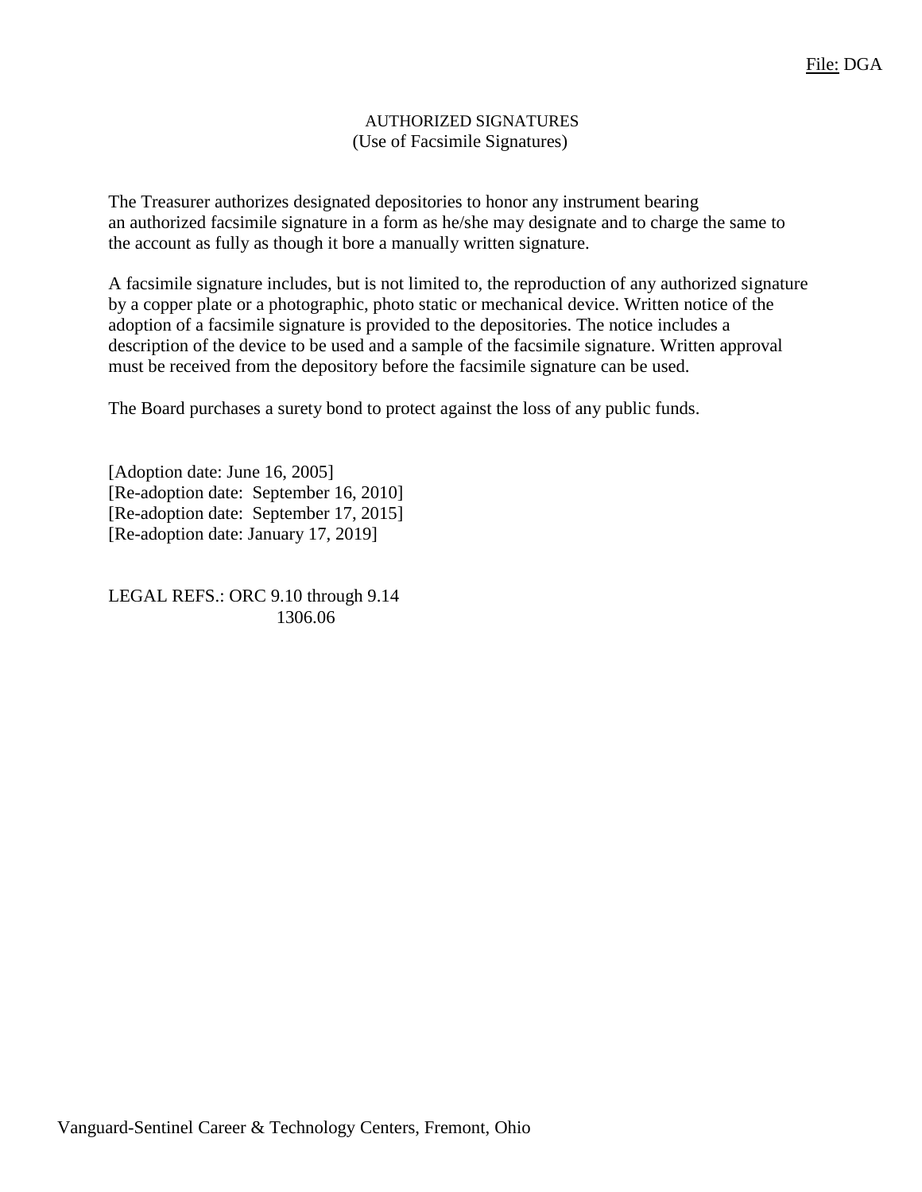File: DGA

# AUTHORIZED SIGNATURES
## (Use of Facsimile Signatures)

The Treasurer authorizes designated depositories to honor any instrument bearing an authorized facsimile signature in a form as he/she may designate and to charge the same to the account as fully as though it bore a manually written signature.

A facsimile signature includes, but is not limited to, the reproduction of any authorized signature by a copper plate or a photographic, photo static or mechanical device. Written notice of the adoption of a facsimile signature is provided to the depositories. The notice includes a description of the device to be used and a sample of the facsimile signature. Written approval must be received from the depository before the facsimile signature can be used.

The Board purchases a surety bond to protect against the loss of any public funds.

[Adoption date: June 16, 2005]
[Re-adoption date: September 16, 2010]
[Re-adoption date: September 17, 2015]
[Re-adoption date: January 17, 2019]

LEGAL REFS.: ORC 9.10 through 9.14
1306.06

Vanguard-Sentinel Career & Technology Centers, Fremont, Ohio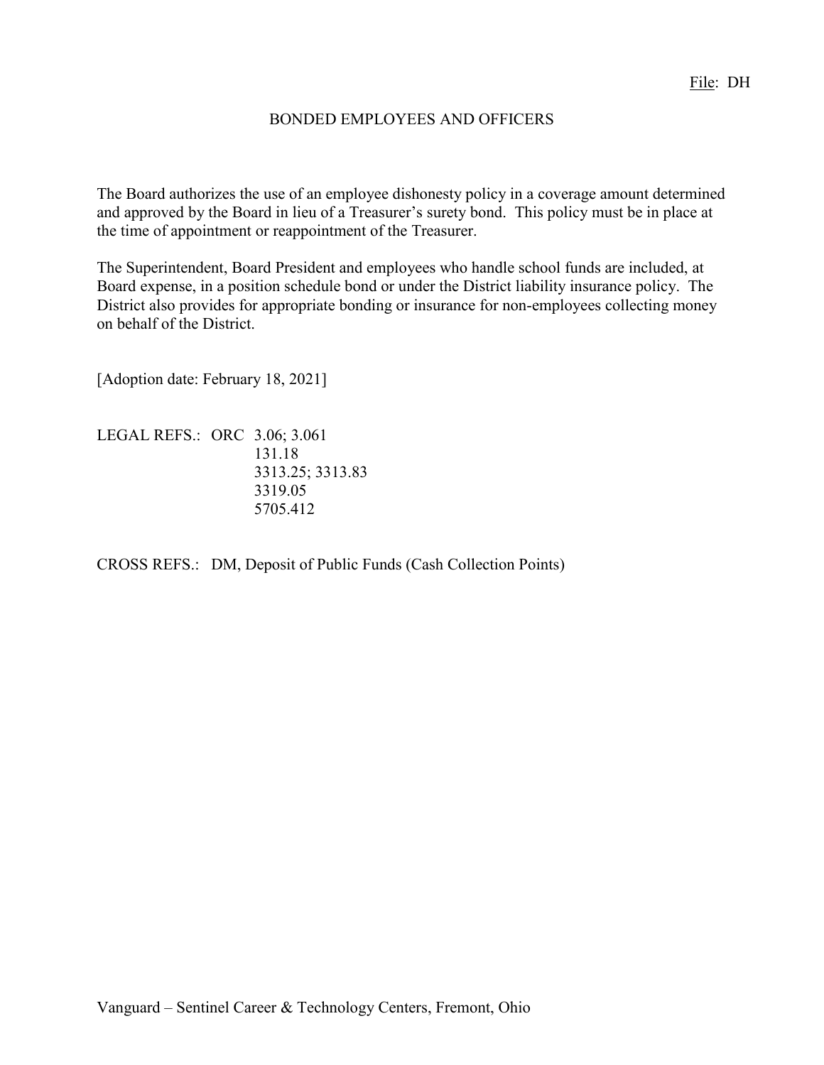File: DH

# BONDED EMPLOYEES AND OFFICERS

The Board authorizes the use of an employee dishonesty policy in a coverage amount determined and approved by the Board in lieu of a Treasurer's surety bond. This policy must be in place at the time of appointment or reappointment of the Treasurer.

The Superintendent, Board President and employees who handle school funds are included, at Board expense, in a position schedule bond or under the District liability insurance policy. The District also provides for appropriate bonding or insurance for non-employees collecting money on behalf of the District.

[Adoption date: February 18, 2021]

LEGAL REFS.: ORC 3.06; 3.061
131.18
3313.25; 3313.83
3319.05
5705.412

CROSS REFS.: DM, Deposit of Public Funds (Cash Collection Points)

Vanguard – Sentinel Career & Technology Centers, Fremont, Ohio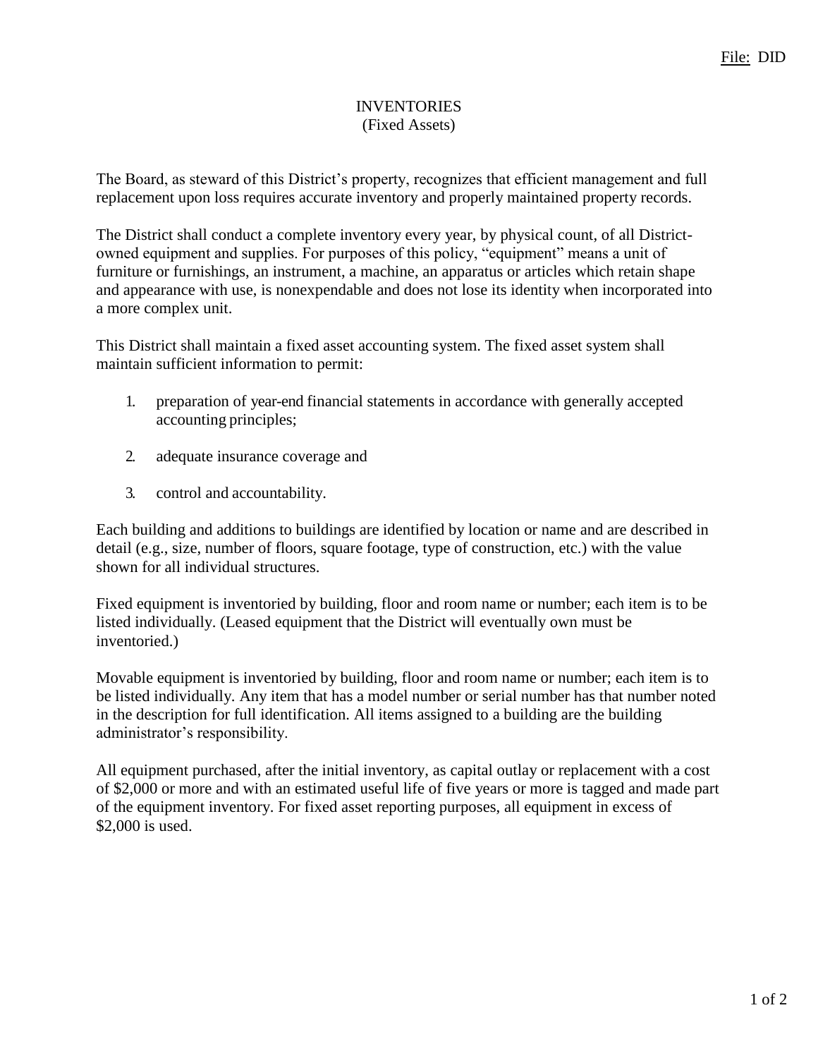File: DID

# INVENTORIES
## (Fixed Assets)

The Board, as steward of this District's property, recognizes that efficient management and full replacement upon loss requires accurate inventory and properly maintained property records.

The District shall conduct a complete inventory every year, by physical count, of all District-owned equipment and supplies. For purposes of this policy, "equipment" means a unit of furniture or furnishings, an instrument, a machine, an apparatus or articles which retain shape and appearance with use, is nonexpendable and does not lose its identity when incorporated into a more complex unit.

This District shall maintain a fixed asset accounting system. The fixed asset system shall maintain sufficient information to permit:

1. preparation of year-end financial statements in accordance with generally accepted accounting principles;

2. adequate insurance coverage and

3. control and accountability.

Each building and additions to buildings are identified by location or name and are described in detail (e.g., size, number of floors, square footage, type of construction, etc.) with the value shown for all individual structures.

Fixed equipment is inventoried by building, floor and room name or number; each item is to be listed individually. (Leased equipment that the District will eventually own must be inventoried.)

Movable equipment is inventoried by building, floor and room name or number; each item is to be listed individually. Any item that has a model number or serial number has that number noted in the description for full identification. All items assigned to a building are the building administrator's responsibility.

All equipment purchased, after the initial inventory, as capital outlay or replacement with a cost of $2,000 or more and with an estimated useful life of five years or more is tagged and made part of the equipment inventory. For fixed asset reporting purposes, all equipment in excess of $2,000 is used.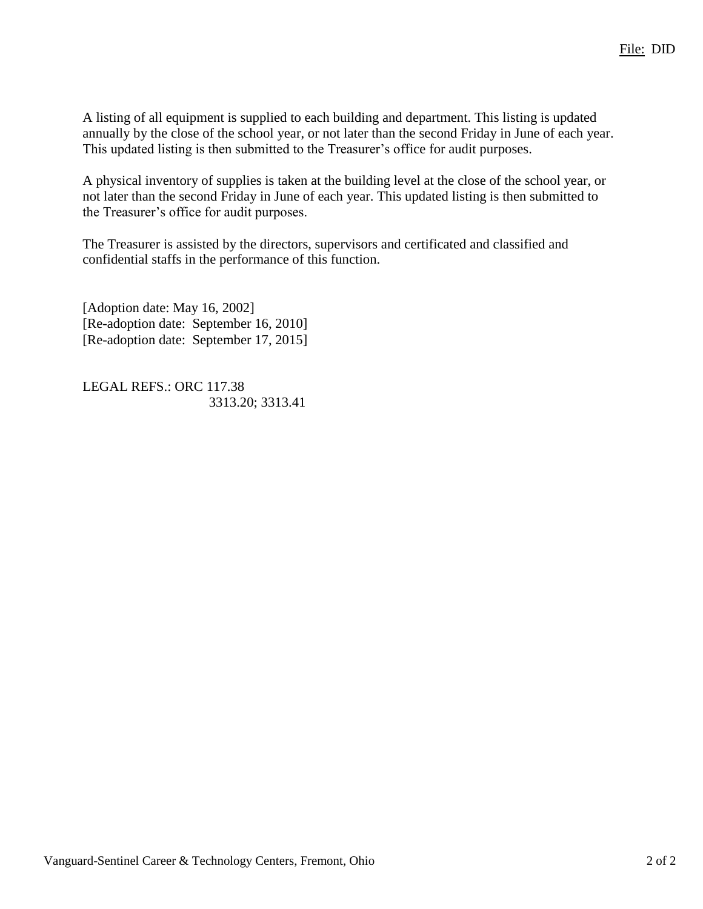A listing of all equipment is supplied to each building and department. This listing is updated annually by the close of the school year, or not later than the second Friday in June of each year. This updated listing is then submitted to the Treasurer's office for audit purposes.

A physical inventory of supplies is taken at the building level at the close of the school year, or not later than the second Friday in June of each year. This updated listing is then submitted to the Treasurer's office for audit purposes.

The Treasurer is assisted by the directors, supervisors and certificated and classified and confidential staffs in the performance of this function.

[Adoption date: May 16, 2002]
[Re-adoption date: September 16, 2010]
[Re-adoption date: September 17, 2015]

LEGAL REFS.: ORC 117.38
3313.20; 3313.41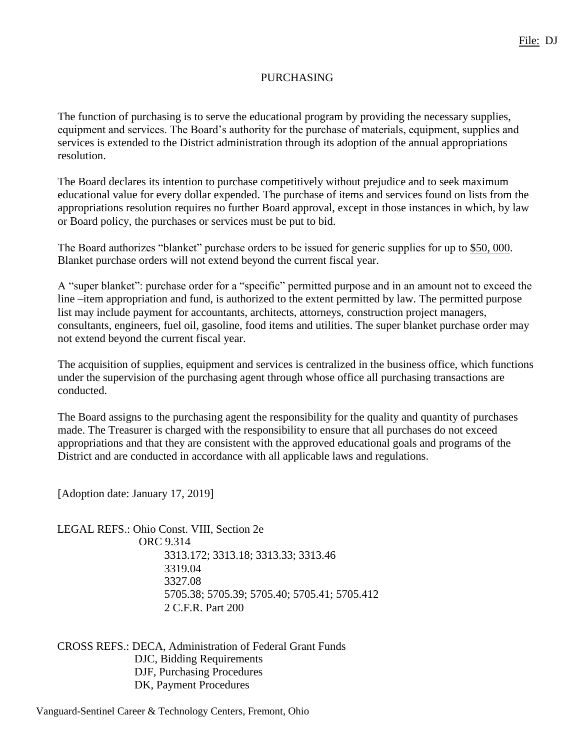File: DJ

# PURCHASING

The function of purchasing is to serve the educational program by providing the necessary supplies, equipment and services. The Board's authority for the purchase of materials, equipment, supplies and services is extended to the District administration through its adoption of the annual appropriations resolution.

The Board declares its intention to purchase competitively without prejudice and to seek maximum educational value for every dollar expended. The purchase of items and services found on lists from the appropriations resolution requires no further Board approval, except in those instances in which, by law or Board policy, the purchases or services must be put to bid.

The Board authorizes "blanket" purchase orders to be issued for generic supplies for up to $50, 000. Blanket purchase orders will not extend beyond the current fiscal year.

A "super blanket": purchase order for a "specific" permitted purpose and in an amount not to exceed the line –item appropriation and fund, is authorized to the extent permitted by law. The permitted purpose list may include payment for accountants, architects, attorneys, construction project managers, consultants, engineers, fuel oil, gasoline, food items and utilities. The super blanket purchase order may not extend beyond the current fiscal year.

The acquisition of supplies, equipment and services is centralized in the business office, which functions under the supervision of the purchasing agent through whose office all purchasing transactions are conducted.

The Board assigns to the purchasing agent the responsibility for the quality and quantity of purchases made. The Treasurer is charged with the responsibility to ensure that all purchases do not exceed appropriations and that they are consistent with the approved educational goals and programs of the District and are conducted in accordance with all applicable laws and regulations.

[Adoption date: January 17, 2019]

LEGAL REFS.: Ohio Const. VIII, Section 2e
ORC 9.314
3313.172; 3313.18; 3313.33; 3313.46
3319.04
3327.08
5705.38; 5705.39; 5705.40; 5705.41; 5705.412
2 C.F.R. Part 200

CROSS REFS.: DECA, Administration of Federal Grant Funds
DJC, Bidding Requirements
DJF, Purchasing Procedures
DK, Payment Procedures

Vanguard-Sentinel Career & Technology Centers, Fremont, Ohio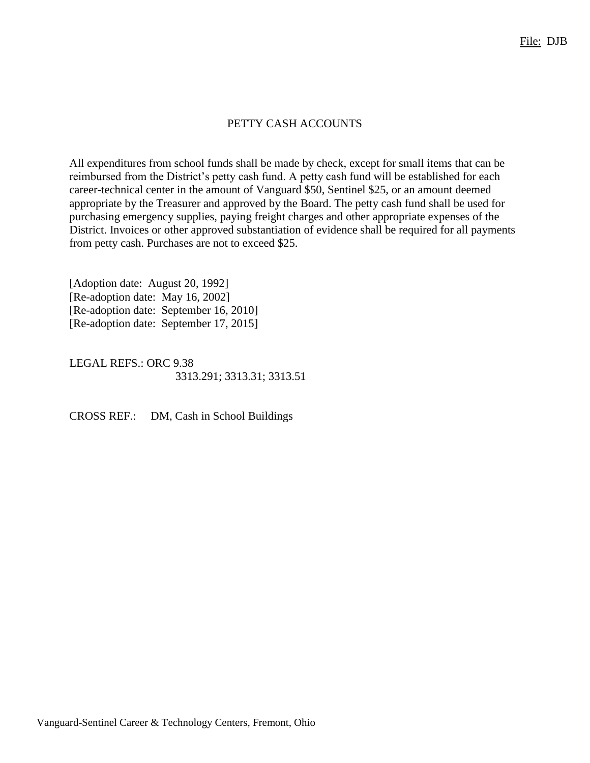File: DJB

# PETTY CASH ACCOUNTS

All expenditures from school funds shall be made by check, except for small items that can be reimbursed from the District's petty cash fund. A petty cash fund will be established for each career-technical center in the amount of Vanguard $50, Sentinel $25, or an amount deemed appropriate by the Treasurer and approved by the Board. The petty cash fund shall be used for purchasing emergency supplies, paying freight charges and other appropriate expenses of the District. Invoices or other approved substantiation of evidence shall be required for all payments from petty cash. Purchases are not to exceed $25.

[Adoption date: August 20, 1992]
[Re-adoption date: May 16, 2002]
[Re-adoption date: September 16, 2010]
[Re-adoption date: September 17, 2015]

LEGAL REFS.: ORC 9.38
3313.291; 3313.31; 3313.51

CROSS REF.: DM, Cash in School Buildings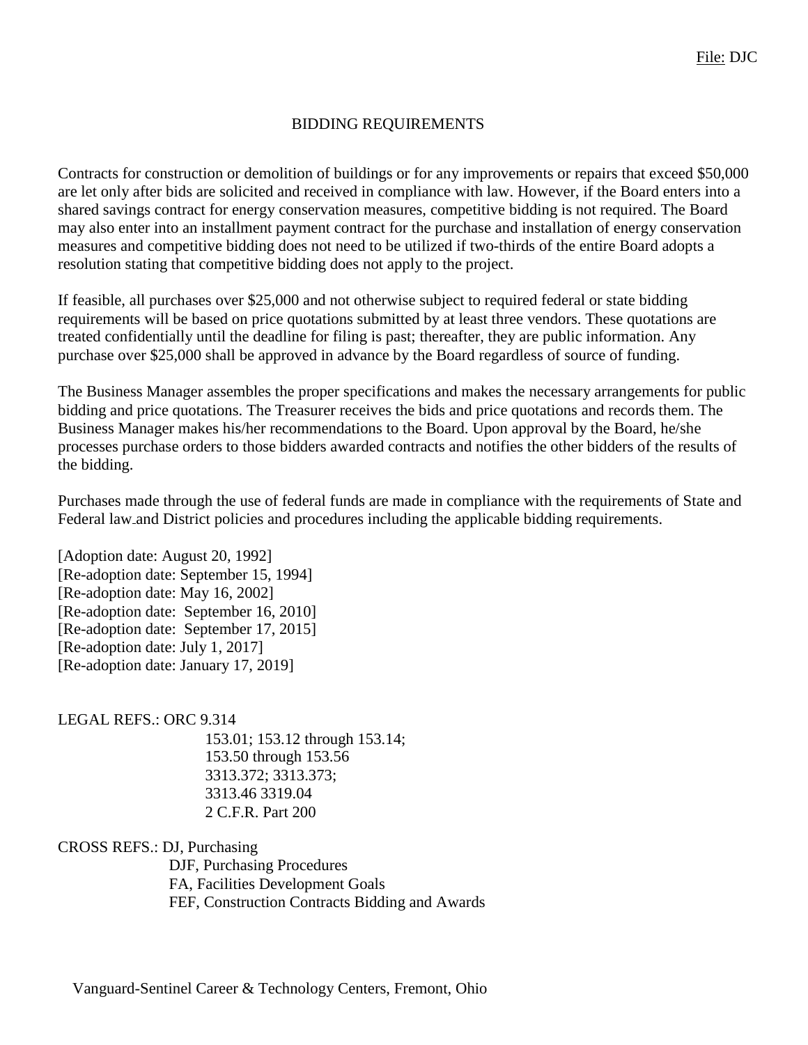File: DJC

# BIDDING REQUIREMENTS

Contracts for construction or demolition of buildings or for any improvements or repairs that exceed $50,000 are let only after bids are solicited and received in compliance with law. However, if the Board enters into a shared savings contract for energy conservation measures, competitive bidding is not required. The Board may also enter into an installment payment contract for the purchase and installation of energy conservation measures and competitive bidding does not need to be utilized if two-thirds of the entire Board adopts a resolution stating that competitive bidding does not apply to the project.

If feasible, all purchases over $25,000 and not otherwise subject to required federal or state bidding requirements will be based on price quotations submitted by at least three vendors. These quotations are treated confidentially until the deadline for filing is past; thereafter, they are public information. Any purchase over $25,000 shall be approved in advance by the Board regardless of source of funding.

The Business Manager assembles the proper specifications and makes the necessary arrangements for public bidding and price quotations. The Treasurer receives the bids and price quotations and records them. The Business Manager makes his/her recommendations to the Board. Upon approval by the Board, he/she processes purchase orders to those bidders awarded contracts and notifies the other bidders of the results of the bidding.

Purchases made through the use of federal funds are made in compliance with the requirements of State and Federal law and District policies and procedures including the applicable bidding requirements.

[Adoption date: August 20, 1992]
[Re-adoption date: September 15, 1994]
[Re-adoption date: May 16, 2002]
[Re-adoption date: September 16, 2010]
[Re-adoption date: September 17, 2015]
[Re-adoption date: July 1, 2017]
[Re-adoption date: January 17, 2019]

LEGAL REFS.: ORC 9.314
153.01; 153.12 through 153.14;
153.50 through 153.56
3313.372; 3313.373;
3313.46 3319.04
2 C.F.R. Part 200

CROSS REFS.: DJ, Purchasing
DJF, Purchasing Procedures
FA, Facilities Development Goals
FEF, Construction Contracts Bidding and Awards

Vanguard-Sentinel Career & Technology Centers, Fremont, Ohio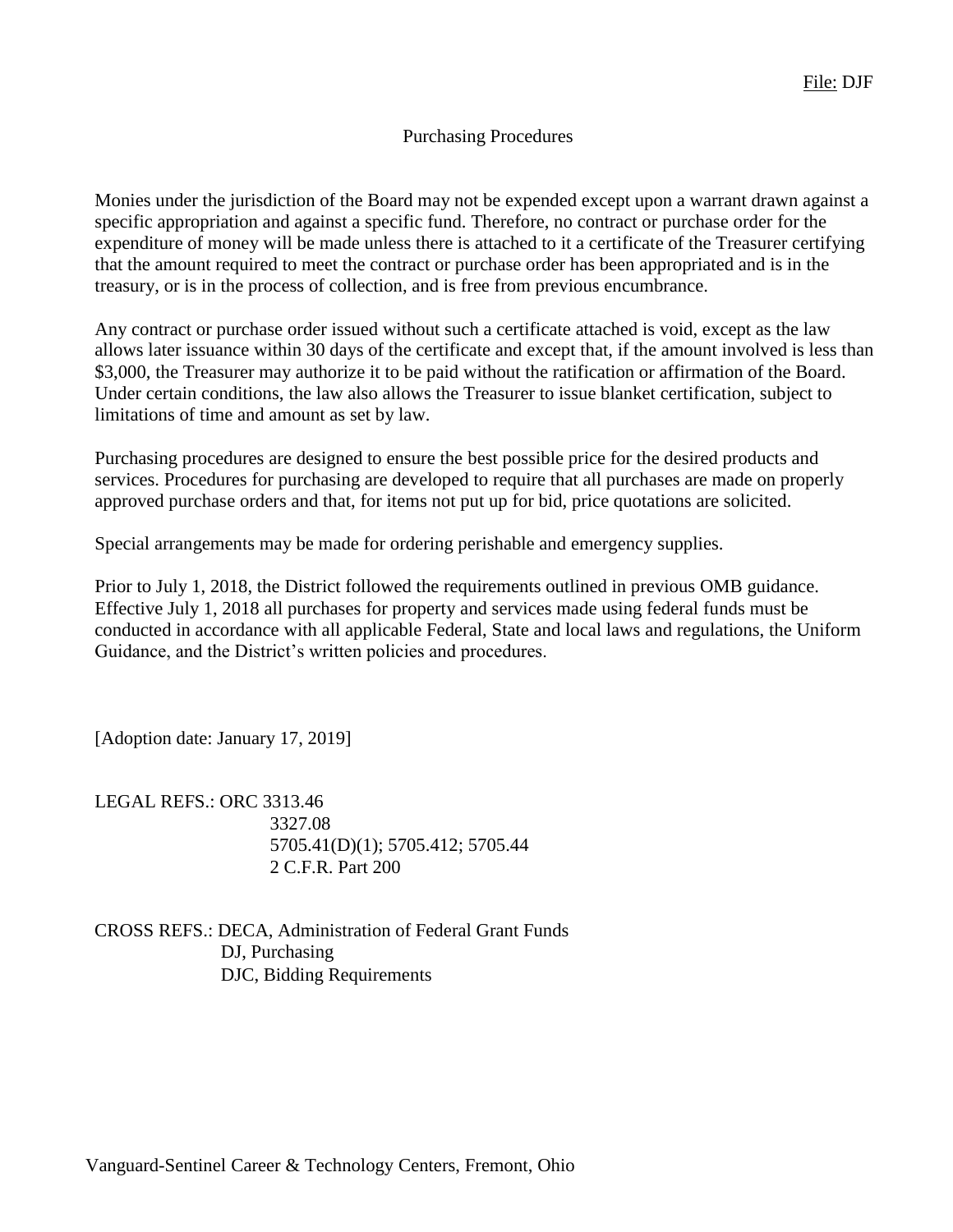File: DJF

# Purchasing Procedures

Monies under the jurisdiction of the Board may not be expended except upon a warrant drawn against a specific appropriation and against a specific fund. Therefore, no contract or purchase order for the expenditure of money will be made unless there is attached to it a certificate of the Treasurer certifying that the amount required to meet the contract or purchase order has been appropriated and is in the treasury, or is in the process of collection, and is free from previous encumbrance.

Any contract or purchase order issued without such a certificate attached is void, except as the law allows later issuance within 30 days of the certificate and except that, if the amount involved is less than $3,000, the Treasurer may authorize it to be paid without the ratification or affirmation of the Board. Under certain conditions, the law also allows the Treasurer to issue blanket certification, subject to limitations of time and amount as set by law.

Purchasing procedures are designed to ensure the best possible price for the desired products and services. Procedures for purchasing are developed to require that all purchases are made on properly approved purchase orders and that, for items not put up for bid, price quotations are solicited.

Special arrangements may be made for ordering perishable and emergency supplies.

Prior to July 1, 2018, the District followed the requirements outlined in previous OMB guidance. Effective July 1, 2018 all purchases for property and services made using federal funds must be conducted in accordance with all applicable Federal, State and local laws and regulations, the Uniform Guidance, and the District's written policies and procedures.

[Adoption date: January 17, 2019]

LEGAL REFS.: ORC 3313.46
3327.08
5705.41(D)(1); 5705.412; 5705.44
2 C.F.R. Part 200

CROSS REFS.: DECA, Administration of Federal Grant Funds
DJ, Purchasing
DJC, Bidding Requirements

Vanguard-Sentinel Career & Technology Centers, Fremont, Ohio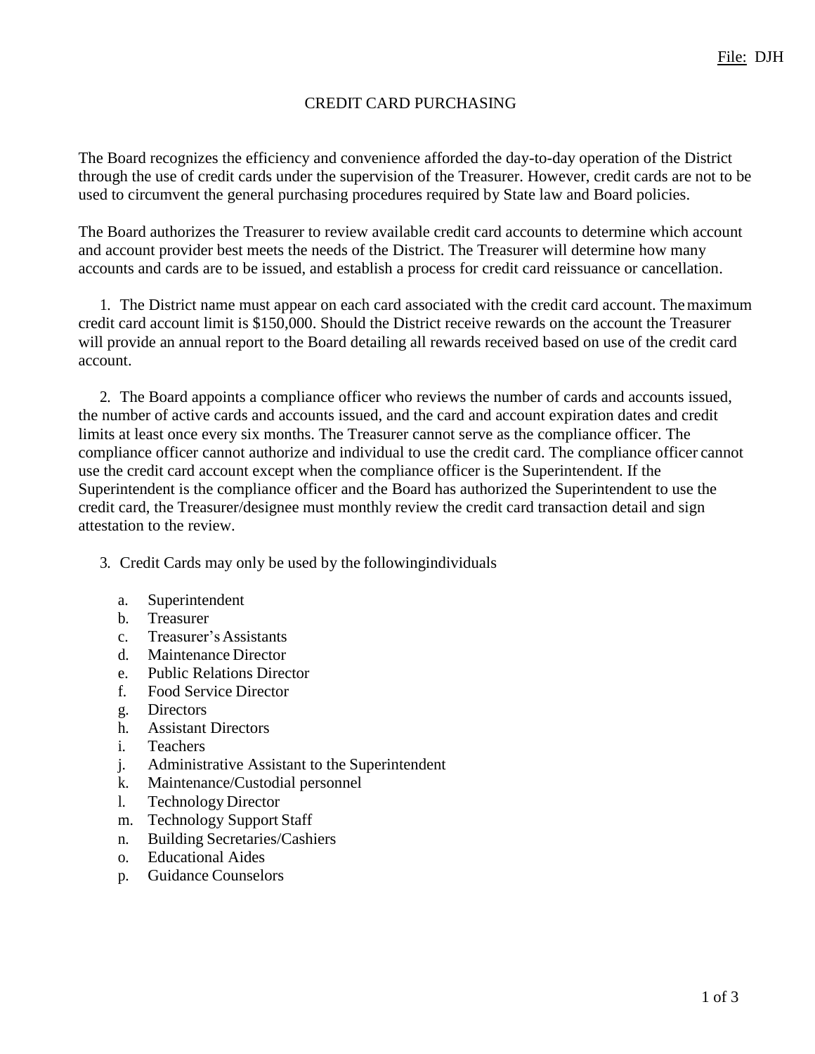File: DJH

# CREDIT CARD PURCHASING

The Board recognizes the efficiency and convenience afforded the day-to-day operation of the District through the use of credit cards under the supervision of the Treasurer. However, credit cards are not to be used to circumvent the general purchasing procedures required by State law and Board policies.

The Board authorizes the Treasurer to review available credit card accounts to determine which account and account provider best meets the needs of the District. The Treasurer will determine how many accounts and cards are to be issued, and establish a process for credit card reissuance or cancellation.

1. The District name must appear on each card associated with the credit card account. The maximum credit card account limit is $150,000. Should the District receive rewards on the account the Treasurer will provide an annual report to the Board detailing all rewards received based on use of the credit card account.

2. The Board appoints a compliance officer who reviews the number of cards and accounts issued, the number of active cards and accounts issued, and the card and account expiration dates and credit limits at least once every six months. The Treasurer cannot serve as the compliance officer. The compliance officer cannot authorize and individual to use the credit card. The compliance officer cannot use the credit card account except when the compliance officer is the Superintendent. If the Superintendent is the compliance officer and the Board has authorized the Superintendent to use the credit card, the Treasurer/designee must monthly review the credit card transaction detail and sign attestation to the review.

3. Credit Cards may only be used by the followingindividuals

   a. Superintendent
   b. Treasurer
   c. Treasurer's Assistants
   d. Maintenance Director
   e. Public Relations Director
   f. Food Service Director
   g. Directors
   h. Assistant Directors
   i. Teachers
   j. Administrative Assistant to the Superintendent
   k. Maintenance/Custodial personnel
   l. Technology Director
   m. Technology Support Staff
   n. Building Secretaries/Cashiers
   o. Educational Aides
   p. Guidance Counselors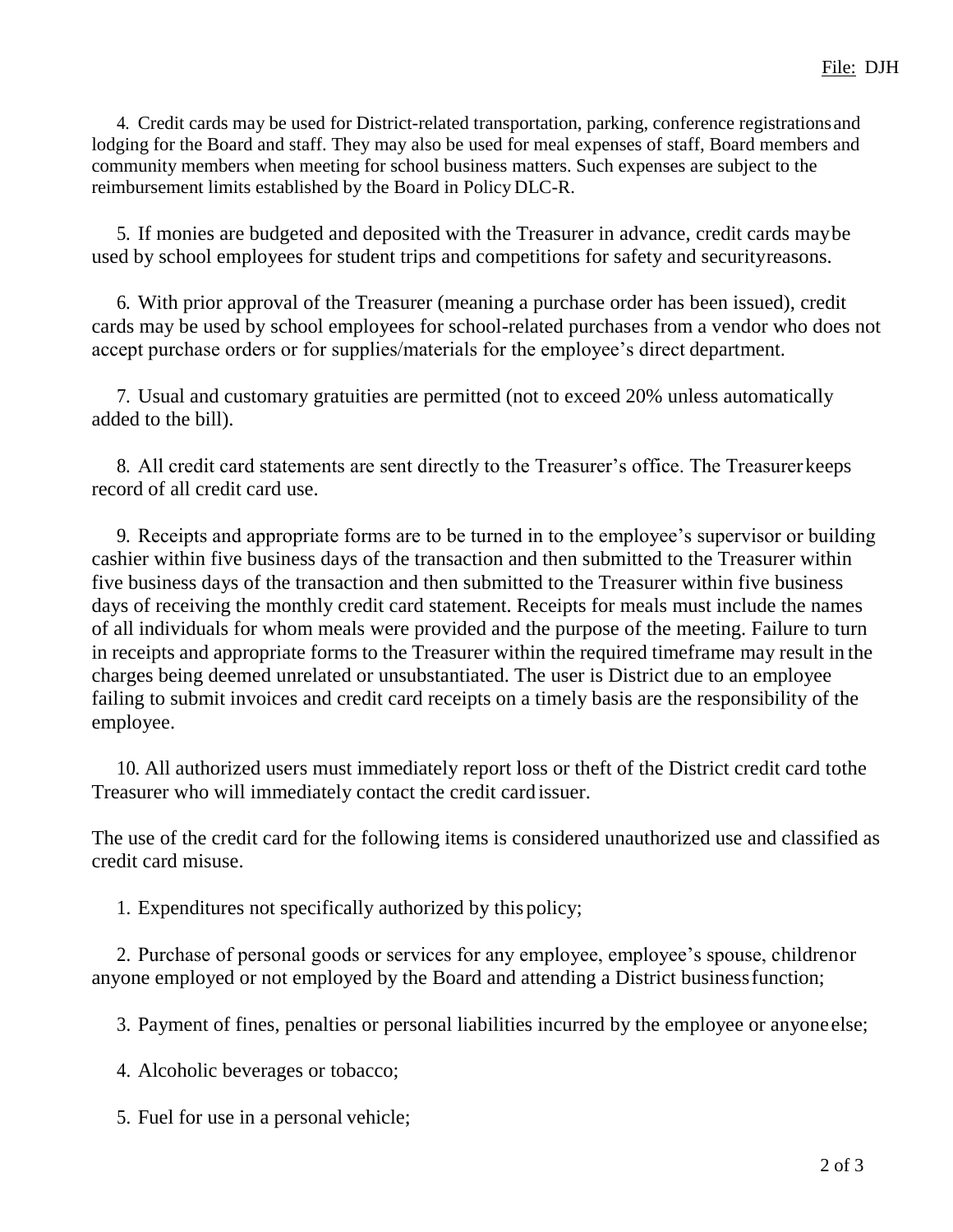4. Credit cards may be used for District-related transportation, parking, conference registrations and lodging for the Board and staff. They may also be used for meal expenses of staff, Board members and community members when meeting for school business matters. Such expenses are subject to the reimbursement limits established by the Board in Policy DLC-R.

5. If monies are budgeted and deposited with the Treasurer in advance, credit cards may be used by school employees for student trips and competitions for safety and security reasons.

6. With prior approval of the Treasurer (meaning a purchase order has been issued), credit cards may be used by school employees for school-related purchases from a vendor who does not accept purchase orders or for supplies/materials for the employee's direct department.

7. Usual and customary gratuities are permitted (not to exceed 20% unless automatically added to the bill).

8. All credit card statements are sent directly to the Treasurer's office. The Treasurer keeps record of all credit card use.

9. Receipts and appropriate forms are to be turned in to the employee's supervisor or building cashier within five business days of the transaction and then submitted to the Treasurer within five business days of the transaction and then submitted to the Treasurer within five business days of receiving the monthly credit card statement. Receipts for meals must include the names of all individuals for whom meals were provided and the purpose of the meeting. Failure to turn in receipts and appropriate forms to the Treasurer within the required timeframe may result in the charges being deemed unrelated or unsubstantiated. The user is District due to an employee failing to submit invoices and credit card receipts on a timely basis are the responsibility of the employee.

10. All authorized users must immediately report loss or theft of the District credit card to the Treasurer who will immediately contact the credit card issuer.

The use of the credit card for the following items is considered unauthorized use and classified as credit card misuse.

1. Expenditures not specifically authorized by this policy;

2. Purchase of personal goods or services for any employee, employee's spouse, children or anyone employed or not employed by the Board and attending a District business function;

3. Payment of fines, penalties or personal liabilities incurred by the employee or anyone else;

4. Alcoholic beverages or tobacco;

5. Fuel for use in a personal vehicle;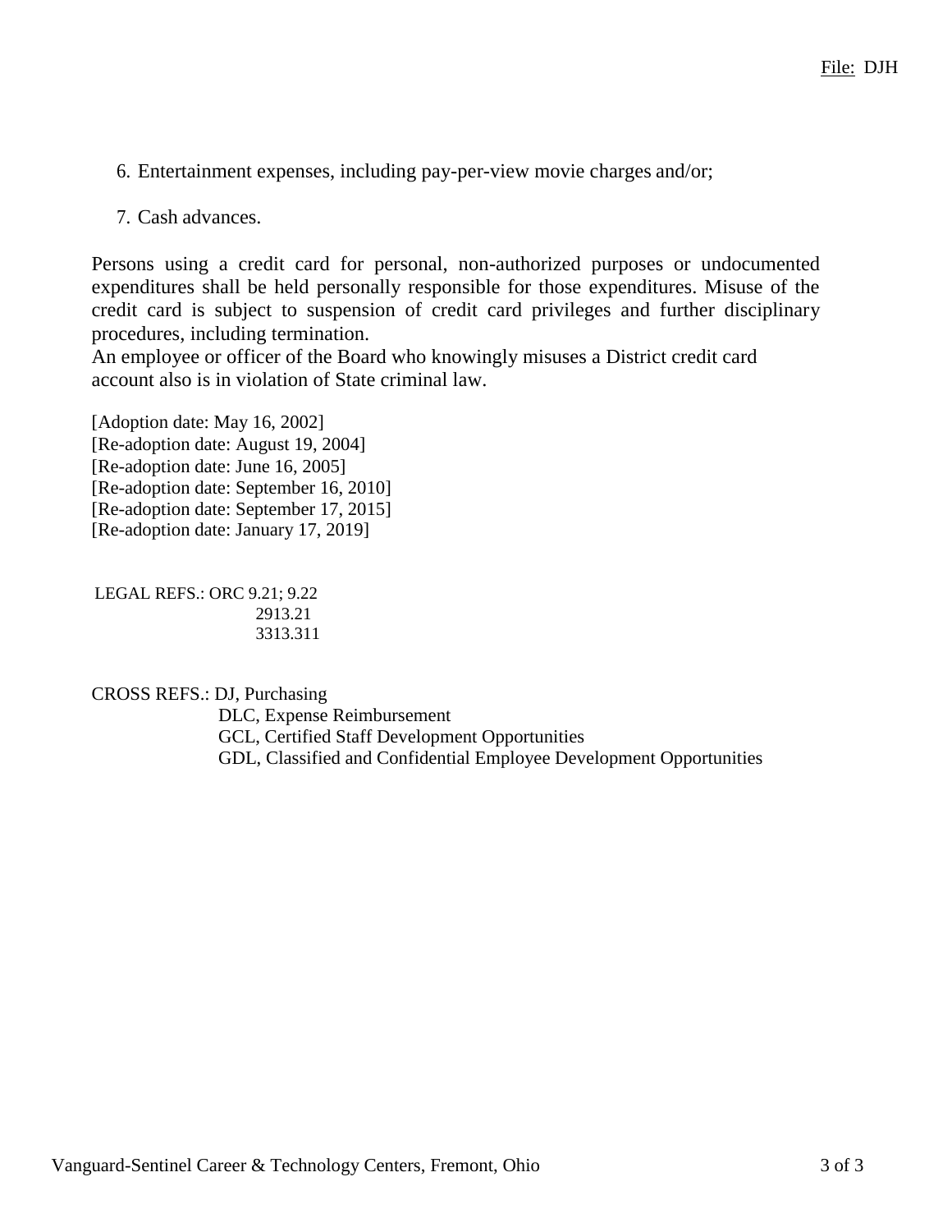6. Entertainment expenses, including pay-per-view movie charges and/or;

7. Cash advances.

Persons using a credit card for personal, non-authorized purposes or undocumented expenditures shall be held personally responsible for those expenditures. Misuse of the credit card is subject to suspension of credit card privileges and further disciplinary procedures, including termination.
An employee or officer of the Board who knowingly misuses a District credit card account also is in violation of State criminal law.

[Adoption date: May 16, 2002]
[Re-adoption date: August 19, 2004]
[Re-adoption date: June 16, 2005]
[Re-adoption date: September 16, 2010]
[Re-adoption date: September 17, 2015]
[Re-adoption date: January 17, 2019]

LEGAL REFS.: ORC 9.21; 9.22
2913.21
3313.311

CROSS REFS.: DJ, Purchasing
DLC, Expense Reimbursement
GCL, Certified Staff Development Opportunities
GDL, Classified and Confidential Employee Development Opportunities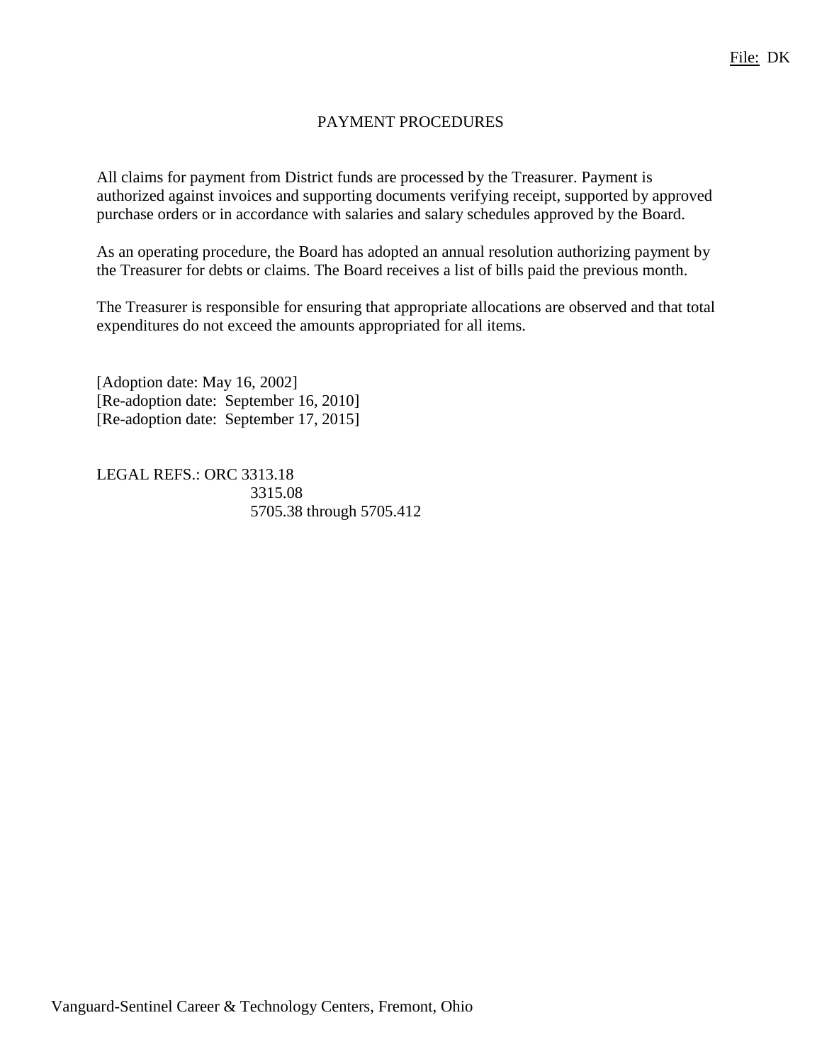File: DK

# PAYMENT PROCEDURES

All claims for payment from District funds are processed by the Treasurer. Payment is authorized against invoices and supporting documents verifying receipt, supported by approved purchase orders or in accordance with salaries and salary schedules approved by the Board.

As an operating procedure, the Board has adopted an annual resolution authorizing payment by the Treasurer for debts or claims. The Board receives a list of bills paid the previous month.

The Treasurer is responsible for ensuring that appropriate allocations are observed and that total expenditures do not exceed the amounts appropriated for all items.

[Adoption date: May 16, 2002]
[Re-adoption date: September 16, 2010]
[Re-adoption date: September 17, 2015]

LEGAL REFS.: ORC 3313.18
3315.08
5705.38 through 5705.412

Vanguard-Sentinel Career & Technology Centers, Fremont, Ohio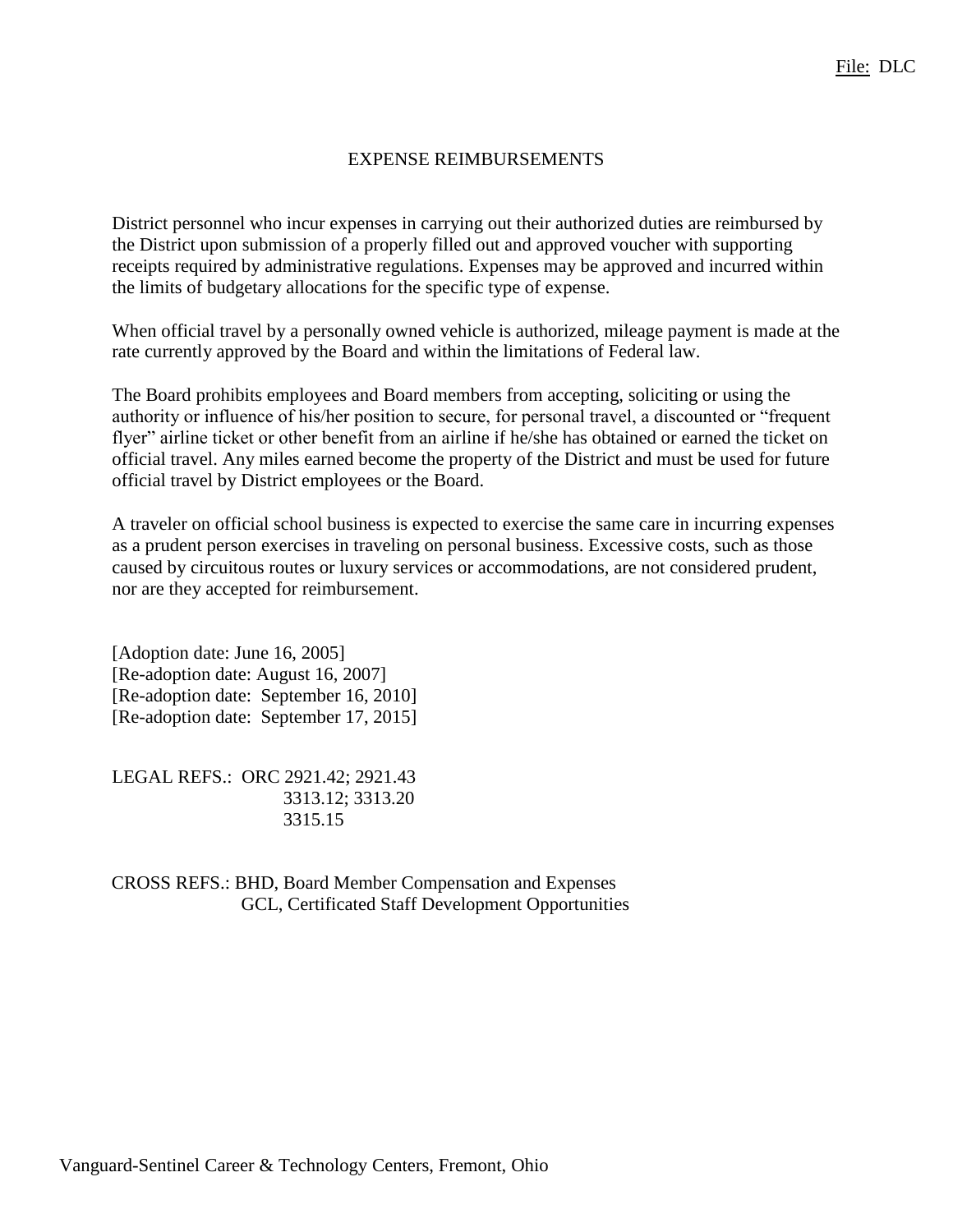File: DLC

# EXPENSE REIMBURSEMENTS

District personnel who incur expenses in carrying out their authorized duties are reimbursed by the District upon submission of a properly filled out and approved voucher with supporting receipts required by administrative regulations. Expenses may be approved and incurred within the limits of budgetary allocations for the specific type of expense.

When official travel by a personally owned vehicle is authorized, mileage payment is made at the rate currently approved by the Board and within the limitations of Federal law.

The Board prohibits employees and Board members from accepting, soliciting or using the authority or influence of his/her position to secure, for personal travel, a discounted or "frequent flyer" airline ticket or other benefit from an airline if he/she has obtained or earned the ticket on official travel. Any miles earned become the property of the District and must be used for future official travel by District employees or the Board.

A traveler on official school business is expected to exercise the same care in incurring expenses as a prudent person exercises in traveling on personal business. Excessive costs, such as those caused by circuitous routes or luxury services or accommodations, are not considered prudent, nor are they accepted for reimbursement.

[Adoption date: June 16, 2005]
[Re-adoption date: August 16, 2007]
[Re-adoption date: September 16, 2010]
[Re-adoption date: September 17, 2015]

LEGAL REFS.: ORC 2921.42; 2921.43
3313.12; 3313.20
3315.15

CROSS REFS.: BHD, Board Member Compensation and Expenses
GCL, Certificated Staff Development Opportunities

Vanguard-Sentinel Career & Technology Centers, Fremont, Ohio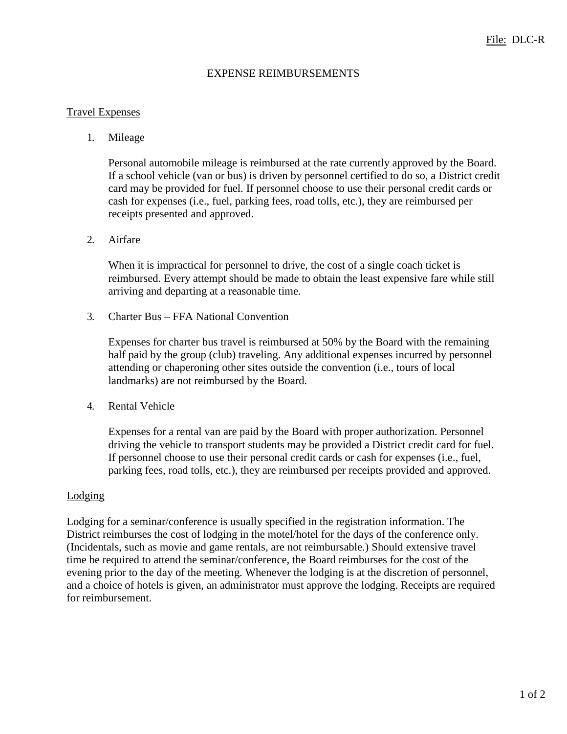File: DLC-R

# EXPENSE REIMBURSEMENTS

## Travel Expenses

1. Mileage

   Personal automobile mileage is reimbursed at the rate currently approved by the Board. If a school vehicle (van or bus) is driven by personnel certified to do so, a District credit card may be provided for fuel. If personnel choose to use their personal credit cards or cash for expenses (i.e., fuel, parking fees, road tolls, etc.), they are reimbursed per receipts presented and approved.

2. Airfare

   When it is impractical for personnel to drive, the cost of a single coach ticket is reimbursed. Every attempt should be made to obtain the least expensive fare while still arriving and departing at a reasonable time.

3. Charter Bus – FFA National Convention

   Expenses for charter bus travel is reimbursed at 50% by the Board with the remaining half paid by the group (club) traveling. Any additional expenses incurred by personnel attending or chaperoning other sites outside the convention (i.e., tours of local landmarks) are not reimbursed by the Board.

4. Rental Vehicle

   Expenses for a rental van are paid by the Board with proper authorization. Personnel driving the vehicle to transport students may be provided a District credit card for fuel. If personnel choose to use their personal credit cards or cash for expenses (i.e., fuel, parking fees, road tolls, etc.), they are reimbursed per receipts provided and approved.

## Lodging

Lodging for a seminar/conference is usually specified in the registration information. The District reimburses the cost of lodging in the motel/hotel for the days of the conference only. (Incidentals, such as movie and game rentals, are not reimbursable.) Should extensive travel time be required to attend the seminar/conference, the Board reimburses for the cost of the evening prior to the day of the meeting. Whenever the lodging is at the discretion of personnel, and a choice of hotels is given, an administrator must approve the lodging. Receipts are required for reimbursement.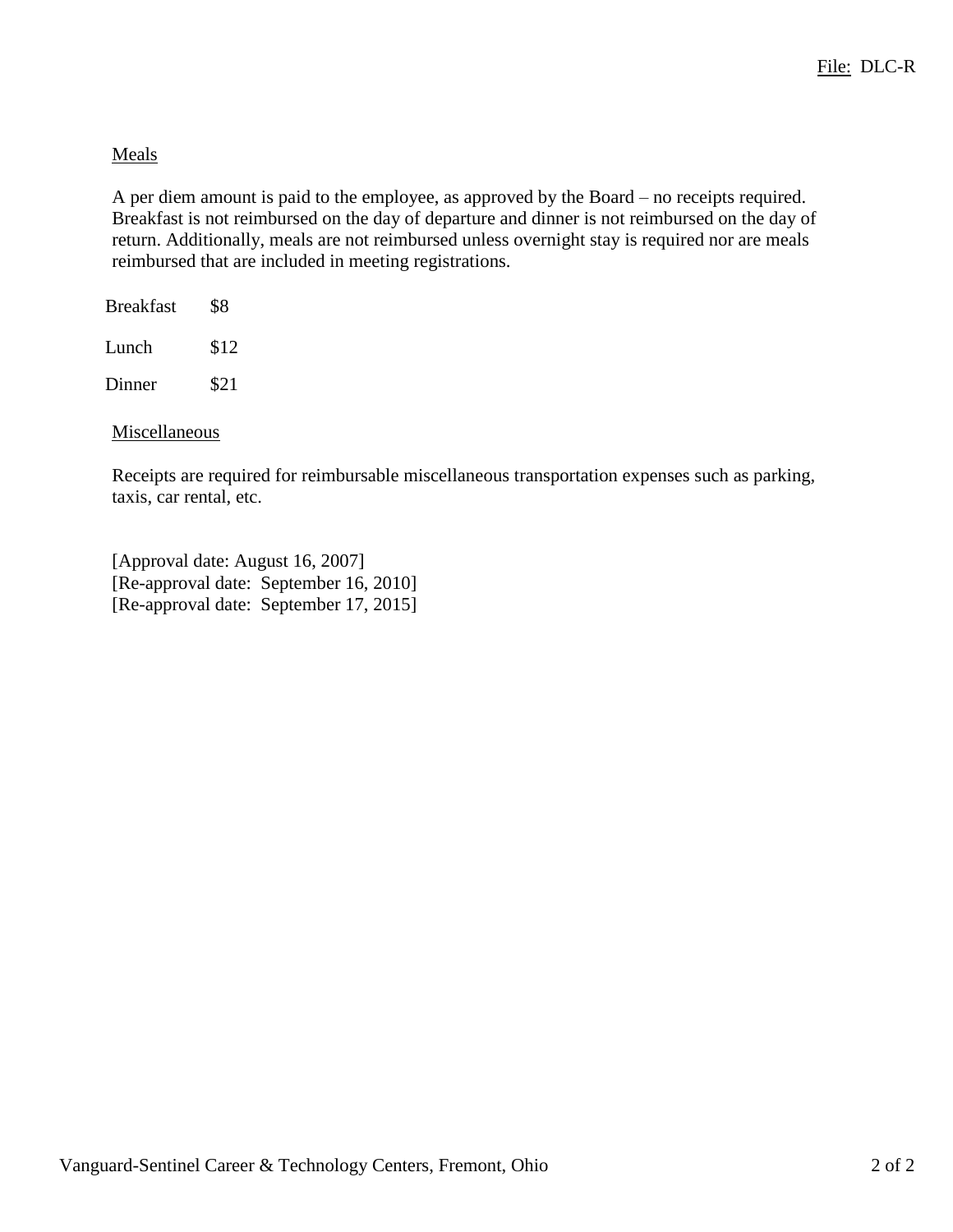Meals

A per diem amount is paid to the employee, as approved by the Board – no receipts required. Breakfast is not reimbursed on the day of departure and dinner is not reimbursed on the day of return. Additionally, meals are not reimbursed unless overnight stay is required nor are meals reimbursed that are included in meeting registrations.

| | |
|---|---|
| Breakfast | $8 |
| Lunch | $12 |
| Dinner | $21 |

Miscellaneous

Receipts are required for reimbursable miscellaneous transportation expenses such as parking, taxis, car rental, etc.

[Approval date: August 16, 2007]
[Re-approval date: September 16, 2010]
[Re-approval date: September 17, 2015]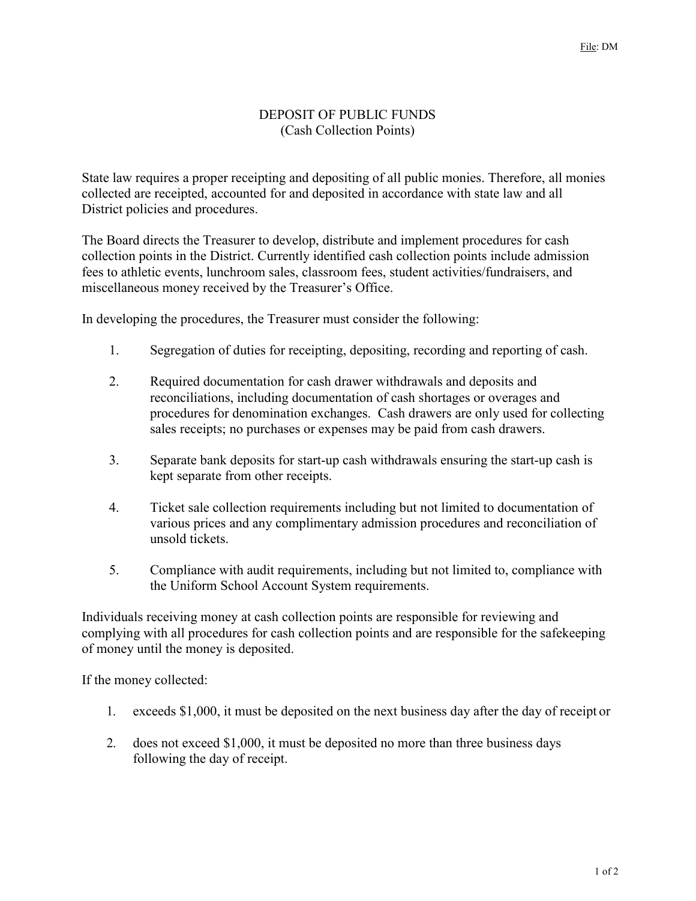File: DM

# DEPOSIT OF PUBLIC FUNDS
## (Cash Collection Points)

State law requires a proper receipting and depositing of all public monies. Therefore, all monies collected are receipted, accounted for and deposited in accordance with state law and all District policies and procedures.

The Board directs the Treasurer to develop, distribute and implement procedures for cash collection points in the District. Currently identified cash collection points include admission fees to athletic events, lunchroom sales, classroom fees, student activities/fundraisers, and miscellaneous money received by the Treasurer's Office.

In developing the procedures, the Treasurer must consider the following:

1. Segregation of duties for receipting, depositing, recording and reporting of cash.
2. Required documentation for cash drawer withdrawals and deposits and reconciliations, including documentation of cash shortages or overages and procedures for denomination exchanges. Cash drawers are only used for collecting sales receipts; no purchases or expenses may be paid from cash drawers.
3. Separate bank deposits for start-up cash withdrawals ensuring the start-up cash is kept separate from other receipts.
4. Ticket sale collection requirements including but not limited to documentation of various prices and any complimentary admission procedures and reconciliation of unsold tickets.
5. Compliance with audit requirements, including but not limited to, compliance with the Uniform School Account System requirements.

Individuals receiving money at cash collection points are responsible for reviewing and complying with all procedures for cash collection points and are responsible for the safekeeping of money until the money is deposited.

If the money collected:

1. exceeds $1,000, it must be deposited on the next business day after the day of receipt or
2. does not exceed $1,000, it must be deposited no more than three business days following the day of receipt.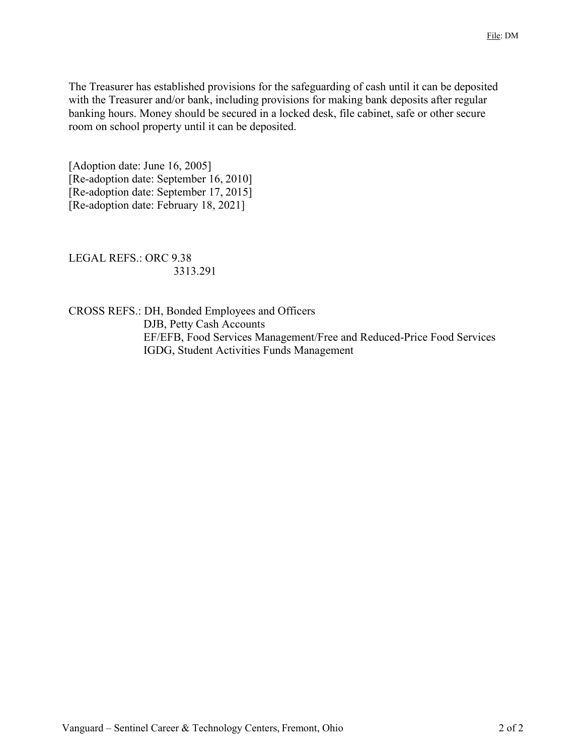The Treasurer has established provisions for the safeguarding of cash until it can be deposited with the Treasurer and/or bank, including provisions for making bank deposits after regular banking hours. Money should be secured in a locked desk, file cabinet, safe or other secure room on school property until it can be deposited.

[Adoption date: June 16, 2005]
[Re-adoption date: September 16, 2010]
[Re-adoption date: September 17, 2015]
[Re-adoption date: February 18, 2021]

LEGAL REFS.: ORC 9.38
3313.291

CROSS REFS.: DH, Bonded Employees and Officers
DJB, Petty Cash Accounts
EF/EFB, Food Services Management/Free and Reduced-Price Food Services
IGDG, Student Activities Funds Management